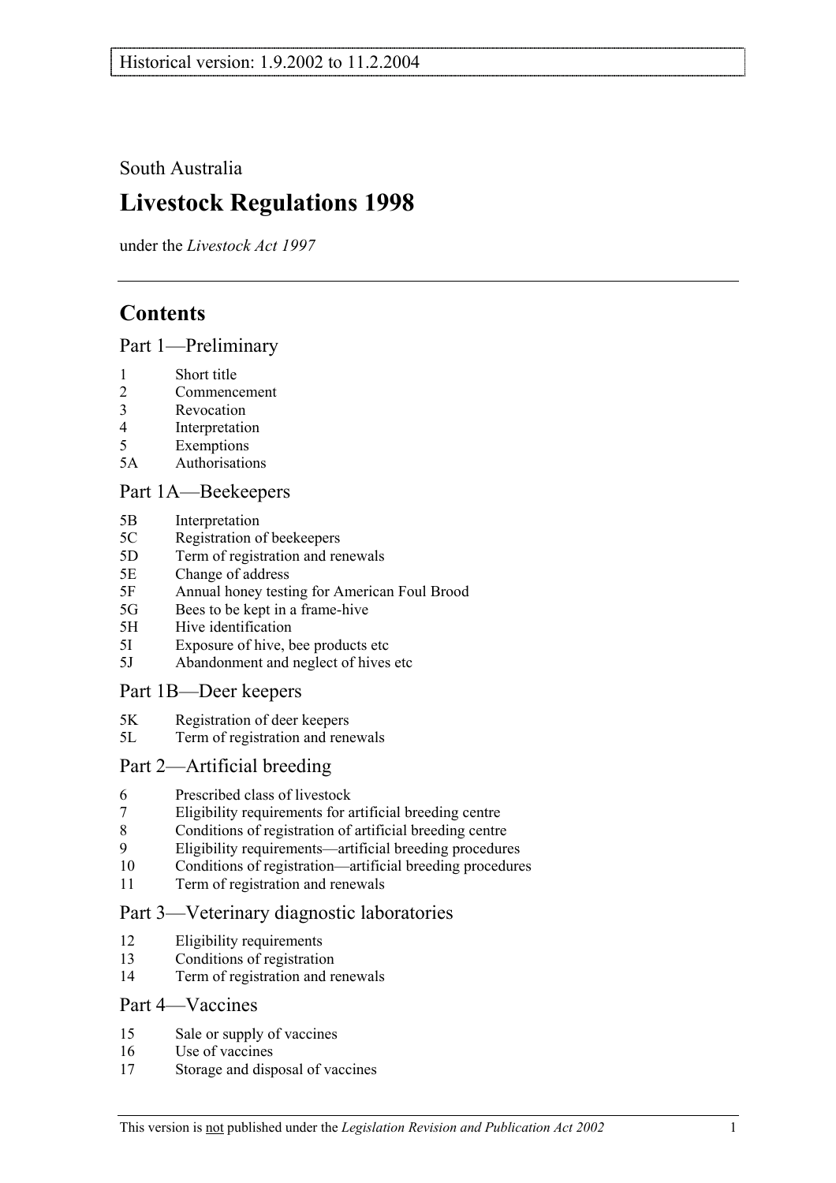Historical version: 1.9.2002 to 11.2.2004

South Australia

# Livestock Regulations 1998

under the *Livestock Act 1997*

## Contents

### Part 1—Preliminary

1 Short title
2 Commencement
3 Revocation
4 Interpretation
5 Exemptions
5A Authorisations

### Part 1A—Beekeepers

5B Interpretation
5C Registration of beekeepers
5D Term of registration and renewals
5E Change of address
5F Annual honey testing for American Foul Brood
5G Bees to be kept in a frame-hive
5H Hive identification
5I Exposure of hive, bee products etc
5J Abandonment and neglect of hives etc

### Part 1B—Deer keepers

5K Registration of deer keepers
5L Term of registration and renewals

### Part 2—Artificial breeding

6 Prescribed class of livestock
7 Eligibility requirements for artificial breeding centre
8 Conditions of registration of artificial breeding centre
9 Eligibility requirements—artificial breeding procedures
10 Conditions of registration—artificial breeding procedures
11 Term of registration and renewals

### Part 3—Veterinary diagnostic laboratories

12 Eligibility requirements
13 Conditions of registration
14 Term of registration and renewals

### Part 4—Vaccines

15 Sale or supply of vaccines
16 Use of vaccines
17 Storage and disposal of vaccines

This version is not published under the *Legislation Revision and Publication Act 2002*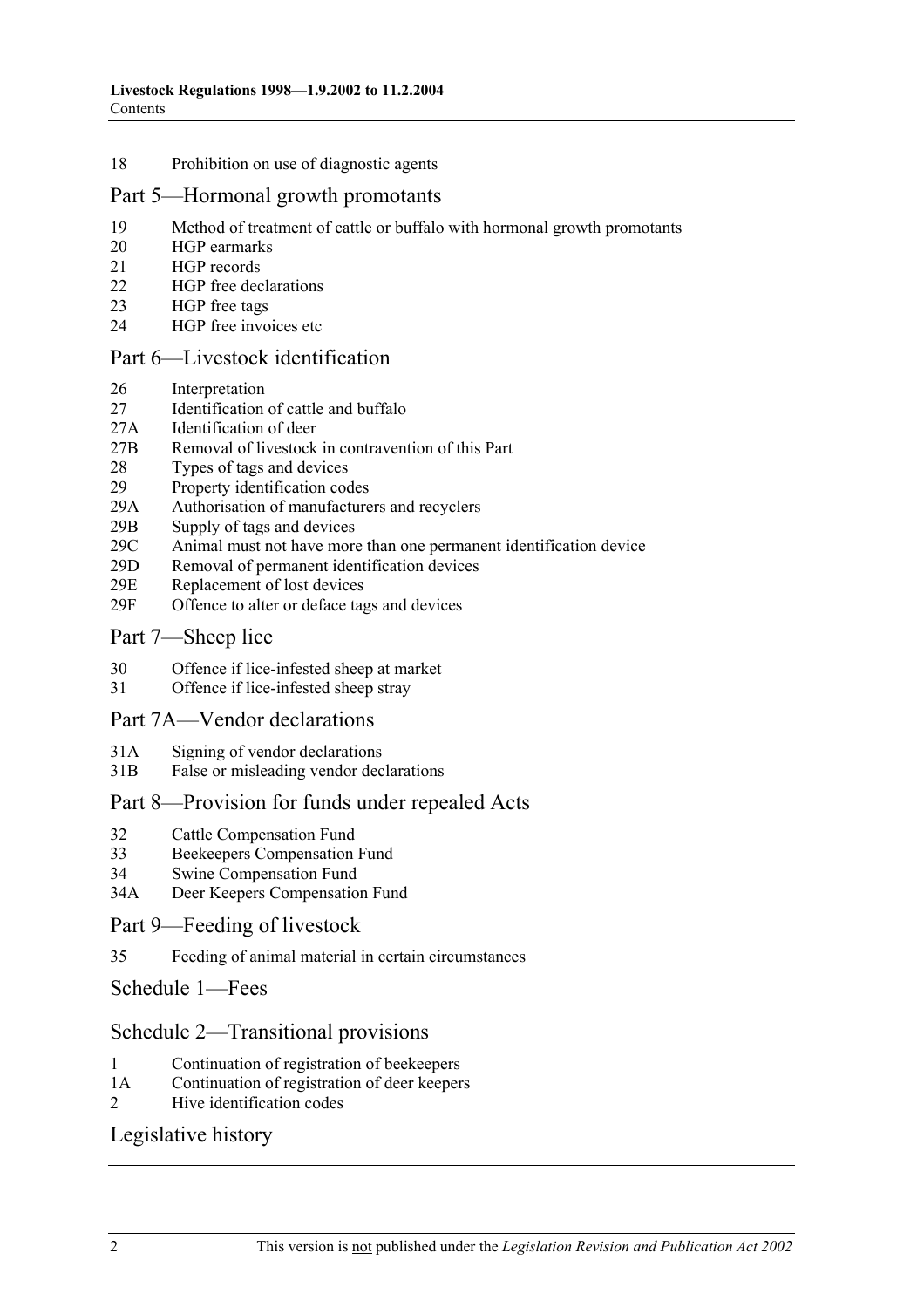18 Prohibition on use of diagnostic agents

## Part 5—Hormonal growth promotants

19 Method of treatment of cattle or buffalo with hormonal growth promotants
20 HGP earmarks
21 HGP records
22 HGP free declarations
23 HGP free tags
24 HGP free invoices etc

## Part 6—Livestock identification

26 Interpretation
27 Identification of cattle and buffalo
27A Identification of deer
27B Removal of livestock in contravention of this Part
28 Types of tags and devices
29 Property identification codes
29A Authorisation of manufacturers and recyclers
29B Supply of tags and devices
29C Animal must not have more than one permanent identification device
29D Removal of permanent identification devices
29E Replacement of lost devices
29F Offence to alter or deface tags and devices

## Part 7—Sheep lice

30 Offence if lice-infested sheep at market
31 Offence if lice-infested sheep stray

## Part 7A—Vendor declarations

31A Signing of vendor declarations
31B False or misleading vendor declarations

## Part 8—Provision for funds under repealed Acts

32 Cattle Compensation Fund
33 Beekeepers Compensation Fund
34 Swine Compensation Fund
34A Deer Keepers Compensation Fund

## Part 9—Feeding of livestock

35 Feeding of animal material in certain circumstances

## Schedule 1—Fees

## Schedule 2—Transitional provisions

1 Continuation of registration of beekeepers
1A Continuation of registration of deer keepers
2 Hive identification codes

## Legislative history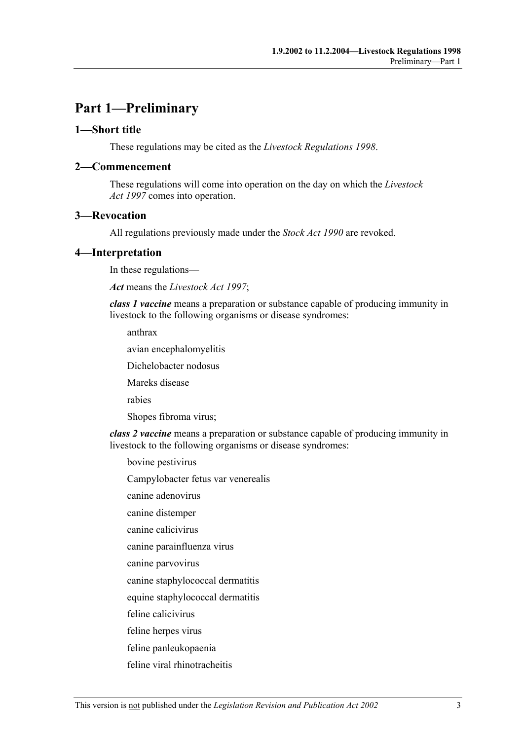# Part 1—Preliminary

## 1—Short title

These regulations may be cited as the *Livestock Regulations 1998*.

## 2—Commencement

These regulations will come into operation on the day on which the *Livestock Act 1997* comes into operation.

## 3—Revocation

All regulations previously made under the *Stock Act 1990* are revoked.

## 4—Interpretation

In these regulations—

***Act*** means the *Livestock Act 1997*;

***class 1 vaccine*** means a preparation or substance capable of producing immunity in livestock to the following organisms or disease syndromes:

anthrax

avian encephalomyelitis

Dichelobacter nodosus

Mareks disease

rabies

Shopes fibroma virus;

***class 2 vaccine*** means a preparation or substance capable of producing immunity in livestock to the following organisms or disease syndromes:

bovine pestivirus

Campylobacter fetus var venerealis

canine adenovirus

canine distemper

canine calicivirus

canine parainfluenza virus

canine parvovirus

canine staphylococcal dermatitis

equine staphylococcal dermatitis

feline calicivirus

feline herpes virus

feline panleukopaenia

feline viral rhinotracheitis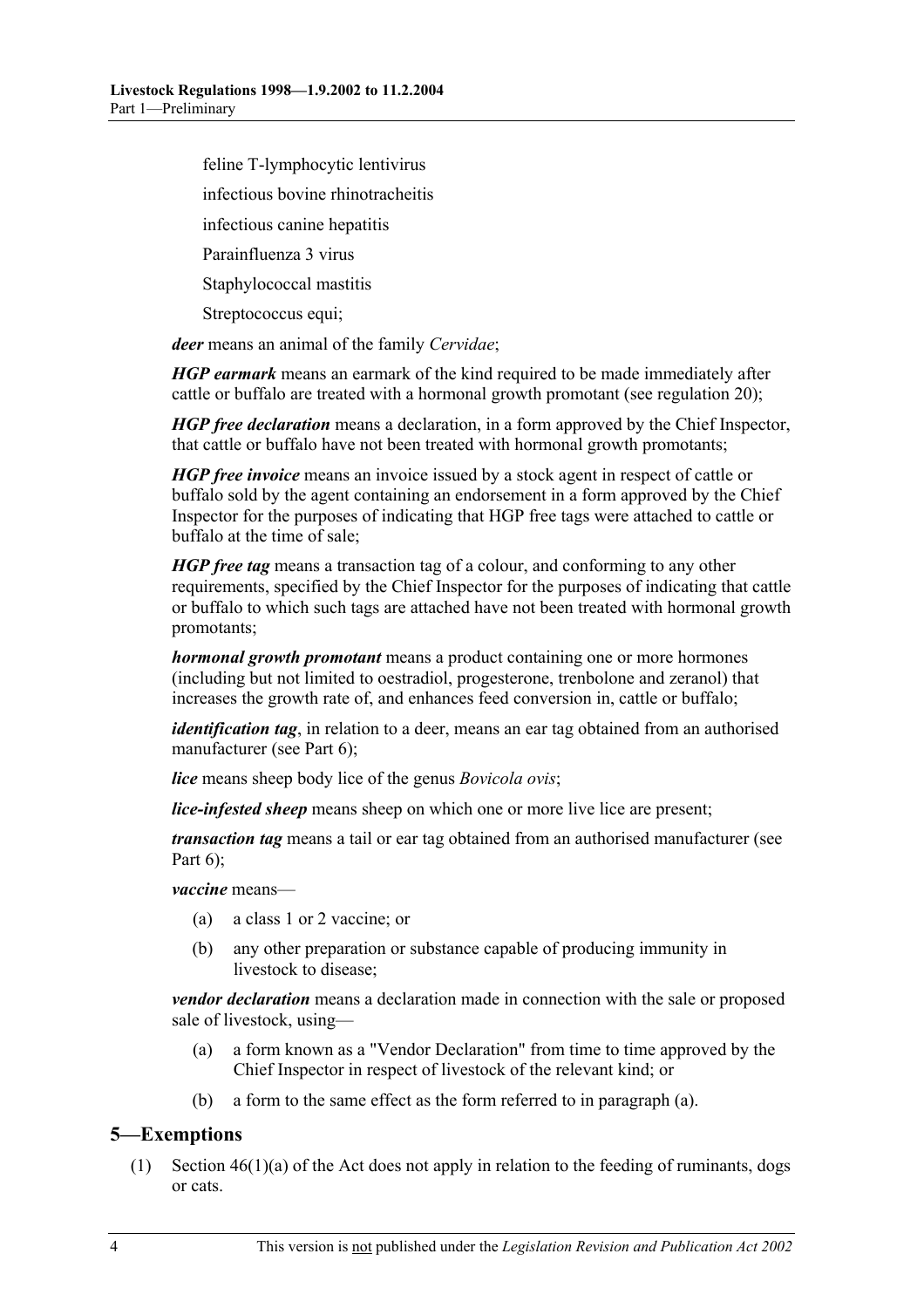feline T-lymphocytic lentivirus

infectious bovine rhinotracheitis

infectious canine hepatitis

Parainfluenza 3 virus

Staphylococcal mastitis

Streptococcus equi;

***deer*** means an animal of the family *Cervidae*;

***HGP earmark*** means an earmark of the kind required to be made immediately after cattle or buffalo are treated with a hormonal growth promotant (see regulation 20);

***HGP free declaration*** means a declaration, in a form approved by the Chief Inspector, that cattle or buffalo have not been treated with hormonal growth promotants;

***HGP free invoice*** means an invoice issued by a stock agent in respect of cattle or buffalo sold by the agent containing an endorsement in a form approved by the Chief Inspector for the purposes of indicating that HGP free tags were attached to cattle or buffalo at the time of sale;

***HGP free tag*** means a transaction tag of a colour, and conforming to any other requirements, specified by the Chief Inspector for the purposes of indicating that cattle or buffalo to which such tags are attached have not been treated with hormonal growth promotants;

***hormonal growth promotant*** means a product containing one or more hormones (including but not limited to oestradiol, progesterone, trenbolone and zeranol) that increases the growth rate of, and enhances feed conversion in, cattle or buffalo;

***identification tag***, in relation to a deer, means an ear tag obtained from an authorised manufacturer (see Part 6);

***lice*** means sheep body lice of the genus *Bovicola ovis*;

***lice-infested sheep*** means sheep on which one or more live lice are present;

***transaction tag*** means a tail or ear tag obtained from an authorised manufacturer (see Part 6);

***vaccine*** means—

(a) a class 1 or 2 vaccine; or

(b) any other preparation or substance capable of producing immunity in livestock to disease;

***vendor declaration*** means a declaration made in connection with the sale or proposed sale of livestock, using—

(a) a form known as a "Vendor Declaration" from time to time approved by the Chief Inspector in respect of livestock of the relevant kind; or

(b) a form to the same effect as the form referred to in paragraph (a).

## 5—Exemptions

(1) Section 46(1)(a) of the Act does not apply in relation to the feeding of ruminants, dogs or cats.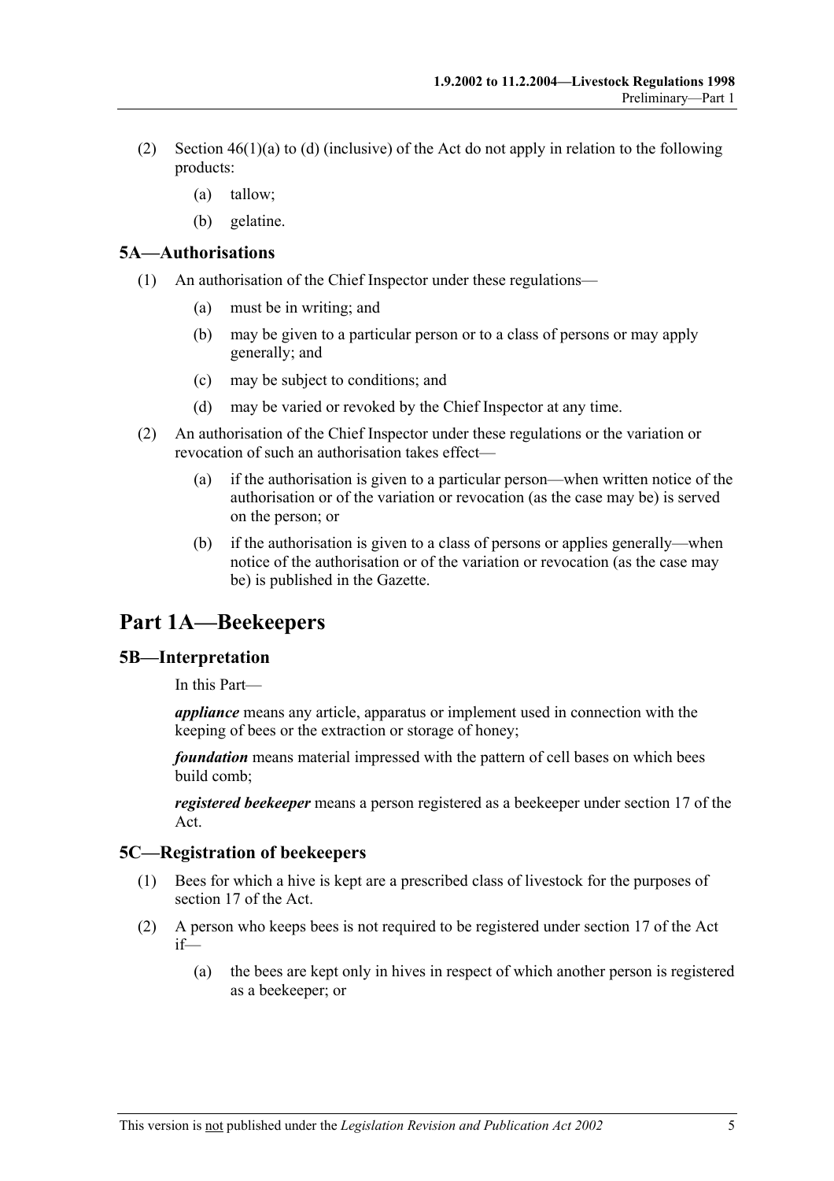(2) Section 46(1)(a) to (d) (inclusive) of the Act do not apply in relation to the following products:

(a) tallow;

(b) gelatine.

### 5A—Authorisations

(1) An authorisation of the Chief Inspector under these regulations—

(a) must be in writing; and

(b) may be given to a particular person or to a class of persons or may apply generally; and

(c) may be subject to conditions; and

(d) may be varied or revoked by the Chief Inspector at any time.

(2) An authorisation of the Chief Inspector under these regulations or the variation or revocation of such an authorisation takes effect—

(a) if the authorisation is given to a particular person—when written notice of the authorisation or of the variation or revocation (as the case may be) is served on the person; or

(b) if the authorisation is given to a class of persons or applies generally—when notice of the authorisation or of the variation or revocation (as the case may be) is published in the Gazette.

## Part 1A—Beekeepers

### 5B—Interpretation

In this Part—

***appliance*** means any article, apparatus or implement used in connection with the keeping of bees or the extraction or storage of honey;

***foundation*** means material impressed with the pattern of cell bases on which bees build comb;

***registered beekeeper*** means a person registered as a beekeeper under section 17 of the Act.

### 5C—Registration of beekeepers

(1) Bees for which a hive is kept are a prescribed class of livestock for the purposes of section 17 of the Act.

(2) A person who keeps bees is not required to be registered under section 17 of the Act if—

(a) the bees are kept only in hives in respect of which another person is registered as a beekeeper; or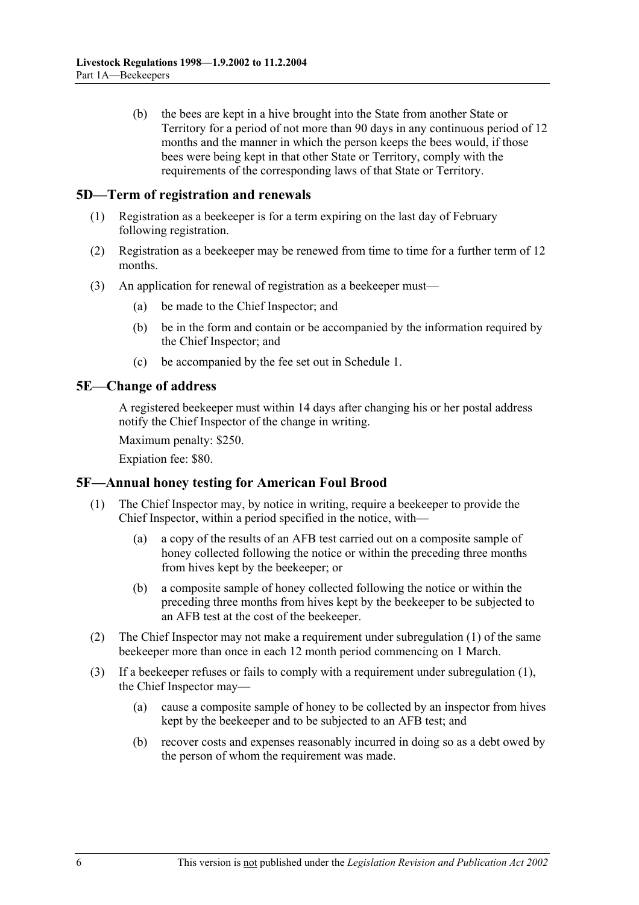(b) the bees are kept in a hive brought into the State from another State or Territory for a period of not more than 90 days in any continuous period of 12 months and the manner in which the person keeps the bees would, if those bees were being kept in that other State or Territory, comply with the requirements of the corresponding laws of that State or Territory.

## 5D—Term of registration and renewals

(1) Registration as a beekeeper is for a term expiring on the last day of February following registration.

(2) Registration as a beekeeper may be renewed from time to time for a further term of 12 months.

(3) An application for renewal of registration as a beekeeper must—

(a) be made to the Chief Inspector; and

(b) be in the form and contain or be accompanied by the information required by the Chief Inspector; and

(c) be accompanied by the fee set out in Schedule 1.

## 5E—Change of address

A registered beekeeper must within 14 days after changing his or her postal address notify the Chief Inspector of the change in writing.

Maximum penalty: $250.

Expiation fee: $80.

## 5F—Annual honey testing for American Foul Brood

(1) The Chief Inspector may, by notice in writing, require a beekeeper to provide the Chief Inspector, within a period specified in the notice, with—

(a) a copy of the results of an AFB test carried out on a composite sample of honey collected following the notice or within the preceding three months from hives kept by the beekeeper; or

(b) a composite sample of honey collected following the notice or within the preceding three months from hives kept by the beekeeper to be subjected to an AFB test at the cost of the beekeeper.

(2) The Chief Inspector may not make a requirement under subregulation (1) of the same beekeeper more than once in each 12 month period commencing on 1 March.

(3) If a beekeeper refuses or fails to comply with a requirement under subregulation (1), the Chief Inspector may—

(a) cause a composite sample of honey to be collected by an inspector from hives kept by the beekeeper and to be subjected to an AFB test; and

(b) recover costs and expenses reasonably incurred in doing so as a debt owed by the person of whom the requirement was made.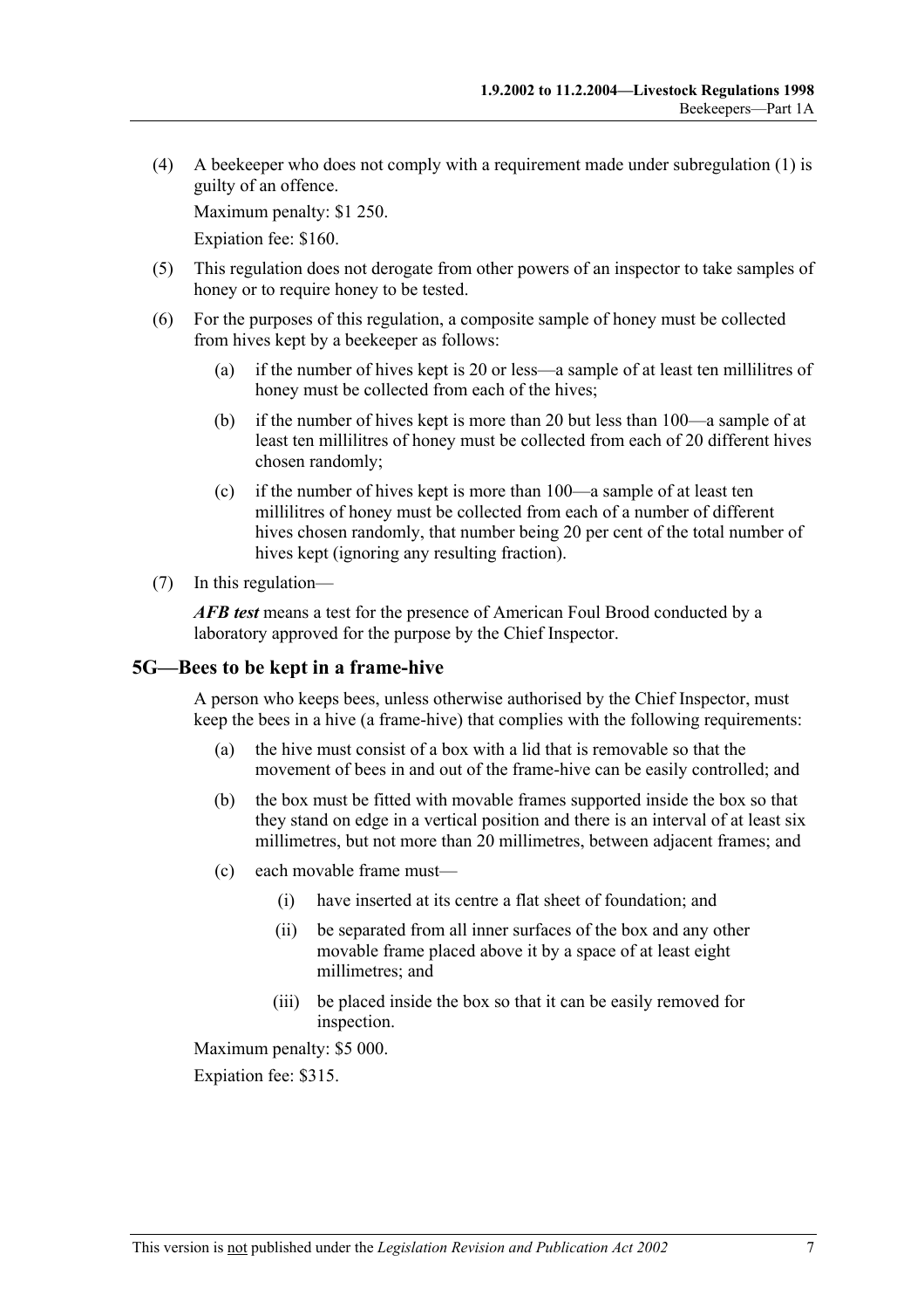(4) A beekeeper who does not comply with a requirement made under subregulation (1) is guilty of an offence.

Maximum penalty: $1 250.

Expiation fee: $160.

(5) This regulation does not derogate from other powers of an inspector to take samples of honey or to require honey to be tested.

(6) For the purposes of this regulation, a composite sample of honey must be collected from hives kept by a beekeeper as follows:

(a) if the number of hives kept is 20 or less—a sample of at least ten millilitres of honey must be collected from each of the hives;

(b) if the number of hives kept is more than 20 but less than 100—a sample of at least ten millilitres of honey must be collected from each of 20 different hives chosen randomly;

(c) if the number of hives kept is more than 100—a sample of at least ten millilitres of honey must be collected from each of a number of different hives chosen randomly, that number being 20 per cent of the total number of hives kept (ignoring any resulting fraction).

(7) In this regulation—

***AFB test*** means a test for the presence of American Foul Brood conducted by a laboratory approved for the purpose by the Chief Inspector.

## 5G—Bees to be kept in a frame-hive

A person who keeps bees, unless otherwise authorised by the Chief Inspector, must keep the bees in a hive (a frame-hive) that complies with the following requirements:

(a) the hive must consist of a box with a lid that is removable so that the movement of bees in and out of the frame-hive can be easily controlled; and

(b) the box must be fitted with movable frames supported inside the box so that they stand on edge in a vertical position and there is an interval of at least six millimetres, but not more than 20 millimetres, between adjacent frames; and

(c) each movable frame must—

(i) have inserted at its centre a flat sheet of foundation; and

(ii) be separated from all inner surfaces of the box and any other movable frame placed above it by a space of at least eight millimetres; and

(iii) be placed inside the box so that it can be easily removed for inspection.

Maximum penalty: $5 000.

Expiation fee: $315.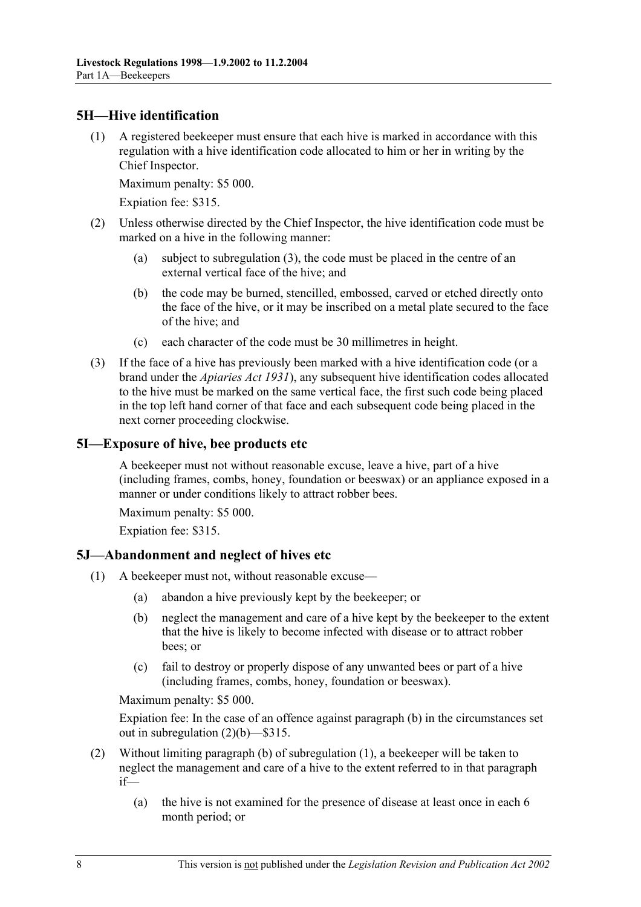## 5H—Hive identification

(1) A registered beekeeper must ensure that each hive is marked in accordance with this regulation with a hive identification code allocated to him or her in writing by the Chief Inspector.

Maximum penalty: $5 000.

Expiation fee: $315.

(2) Unless otherwise directed by the Chief Inspector, the hive identification code must be marked on a hive in the following manner:

- (a) subject to subregulation (3), the code must be placed in the centre of an external vertical face of the hive; and
- (b) the code may be burned, stencilled, embossed, carved or etched directly onto the face of the hive, or it may be inscribed on a metal plate secured to the face of the hive; and
- (c) each character of the code must be 30 millimetres in height.

(3) If the face of a hive has previously been marked with a hive identification code (or a brand under the *Apiaries Act 1931*), any subsequent hive identification codes allocated to the hive must be marked on the same vertical face, the first such code being placed in the top left hand corner of that face and each subsequent code being placed in the next corner proceeding clockwise.

## 5I—Exposure of hive, bee products etc

A beekeeper must not without reasonable excuse, leave a hive, part of a hive (including frames, combs, honey, foundation or beeswax) or an appliance exposed in a manner or under conditions likely to attract robber bees.

Maximum penalty: $5 000.

Expiation fee: $315.

## 5J—Abandonment and neglect of hives etc

(1) A beekeeper must not, without reasonable excuse—

- (a) abandon a hive previously kept by the beekeeper; or
- (b) neglect the management and care of a hive kept by the beekeeper to the extent that the hive is likely to become infected with disease or to attract robber bees; or
- (c) fail to destroy or properly dispose of any unwanted bees or part of a hive (including frames, combs, honey, foundation or beeswax).

Maximum penalty: $5 000.

Expiation fee: In the case of an offence against paragraph (b) in the circumstances set out in subregulation (2)(b)—$315.

(2) Without limiting paragraph (b) of subregulation (1), a beekeeper will be taken to neglect the management and care of a hive to the extent referred to in that paragraph if—

- (a) the hive is not examined for the presence of disease at least once in each 6 month period; or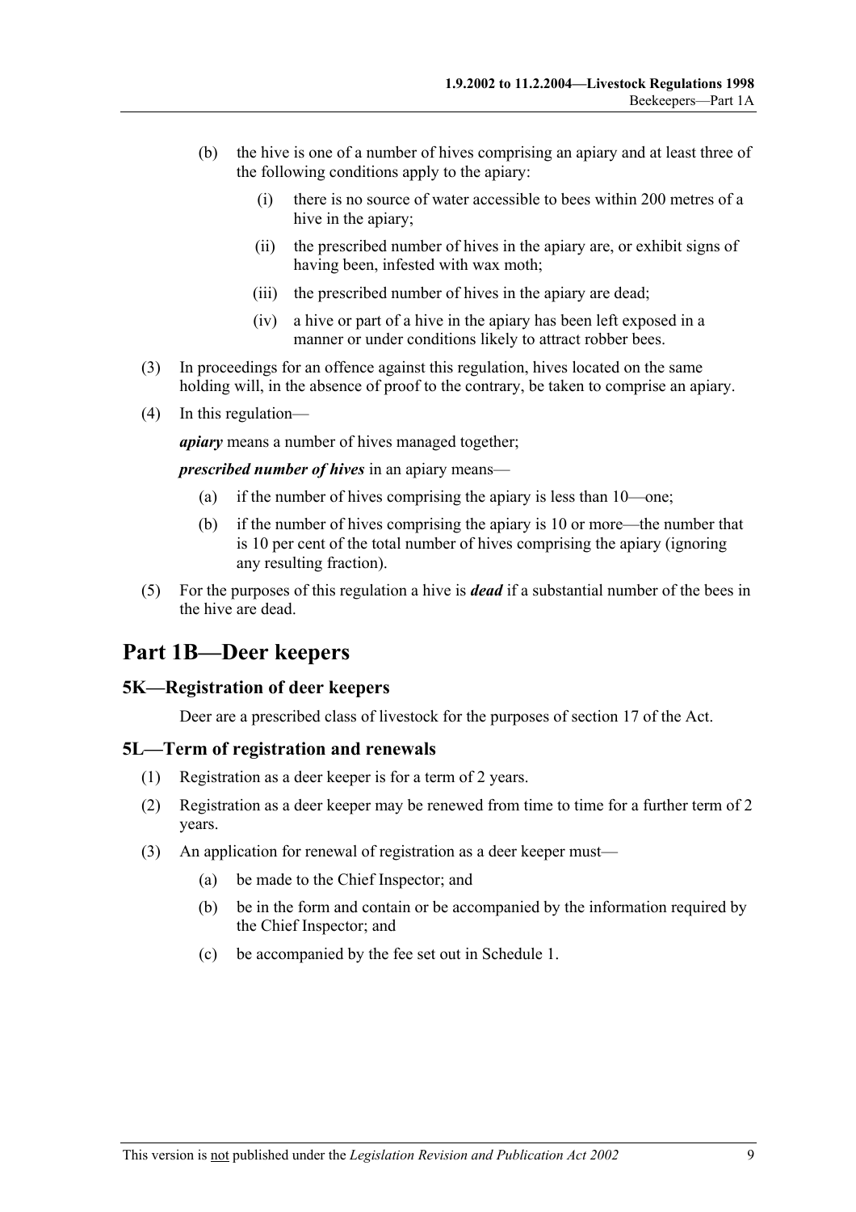(b) the hive is one of a number of hives comprising an apiary and at least three of the following conditions apply to the apiary:

(i) there is no source of water accessible to bees within 200 metres of a hive in the apiary;

(ii) the prescribed number of hives in the apiary are, or exhibit signs of having been, infested with wax moth;

(iii) the prescribed number of hives in the apiary are dead;

(iv) a hive or part of a hive in the apiary has been left exposed in a manner or under conditions likely to attract robber bees.

(3) In proceedings for an offence against this regulation, hives located on the same holding will, in the absence of proof to the contrary, be taken to comprise an apiary.

(4) In this regulation—

***apiary*** means a number of hives managed together;

***prescribed number of hives*** in an apiary means—

(a) if the number of hives comprising the apiary is less than 10—one;

(b) if the number of hives comprising the apiary is 10 or more—the number that is 10 per cent of the total number of hives comprising the apiary (ignoring any resulting fraction).

(5) For the purposes of this regulation a hive is ***dead*** if a substantial number of the bees in the hive are dead.

# Part 1B—Deer keepers

## 5K—Registration of deer keepers

Deer are a prescribed class of livestock for the purposes of section 17 of the Act.

## 5L—Term of registration and renewals

(1) Registration as a deer keeper is for a term of 2 years.

(2) Registration as a deer keeper may be renewed from time to time for a further term of 2 years.

(3) An application for renewal of registration as a deer keeper must—

(a) be made to the Chief Inspector; and

(b) be in the form and contain or be accompanied by the information required by the Chief Inspector; and

(c) be accompanied by the fee set out in Schedule 1.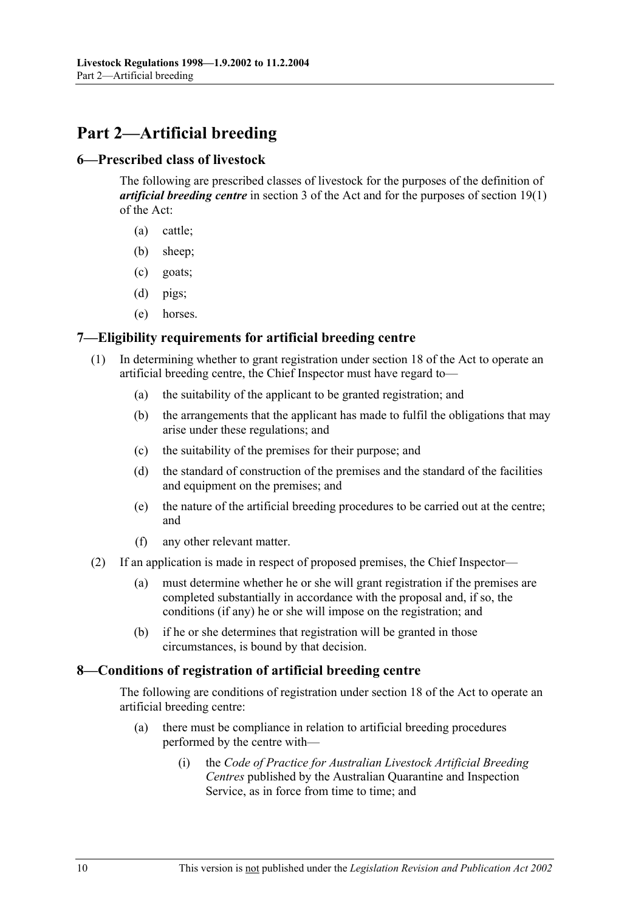# Part 2—Artificial breeding

## 6—Prescribed class of livestock

The following are prescribed classes of livestock for the purposes of the definition of ***artificial breeding centre*** in section 3 of the Act and for the purposes of section 19(1) of the Act:

- (a) cattle;
- (b) sheep;
- (c) goats;
- (d) pigs;
- (e) horses.

## 7—Eligibility requirements for artificial breeding centre

(1) In determining whether to grant registration under section 18 of the Act to operate an artificial breeding centre, the Chief Inspector must have regard to—

- (a) the suitability of the applicant to be granted registration; and
- (b) the arrangements that the applicant has made to fulfil the obligations that may arise under these regulations; and
- (c) the suitability of the premises for their purpose; and
- (d) the standard of construction of the premises and the standard of the facilities and equipment on the premises; and
- (e) the nature of the artificial breeding procedures to be carried out at the centre; and
- (f) any other relevant matter.

(2) If an application is made in respect of proposed premises, the Chief Inspector—

- (a) must determine whether he or she will grant registration if the premises are completed substantially in accordance with the proposal and, if so, the conditions (if any) he or she will impose on the registration; and
- (b) if he or she determines that registration will be granted in those circumstances, is bound by that decision.

## 8—Conditions of registration of artificial breeding centre

The following are conditions of registration under section 18 of the Act to operate an artificial breeding centre:

- (a) there must be compliance in relation to artificial breeding procedures performed by the centre with—
    - (i) the *Code of Practice for Australian Livestock Artificial Breeding Centres* published by the Australian Quarantine and Inspection Service, as in force from time to time; and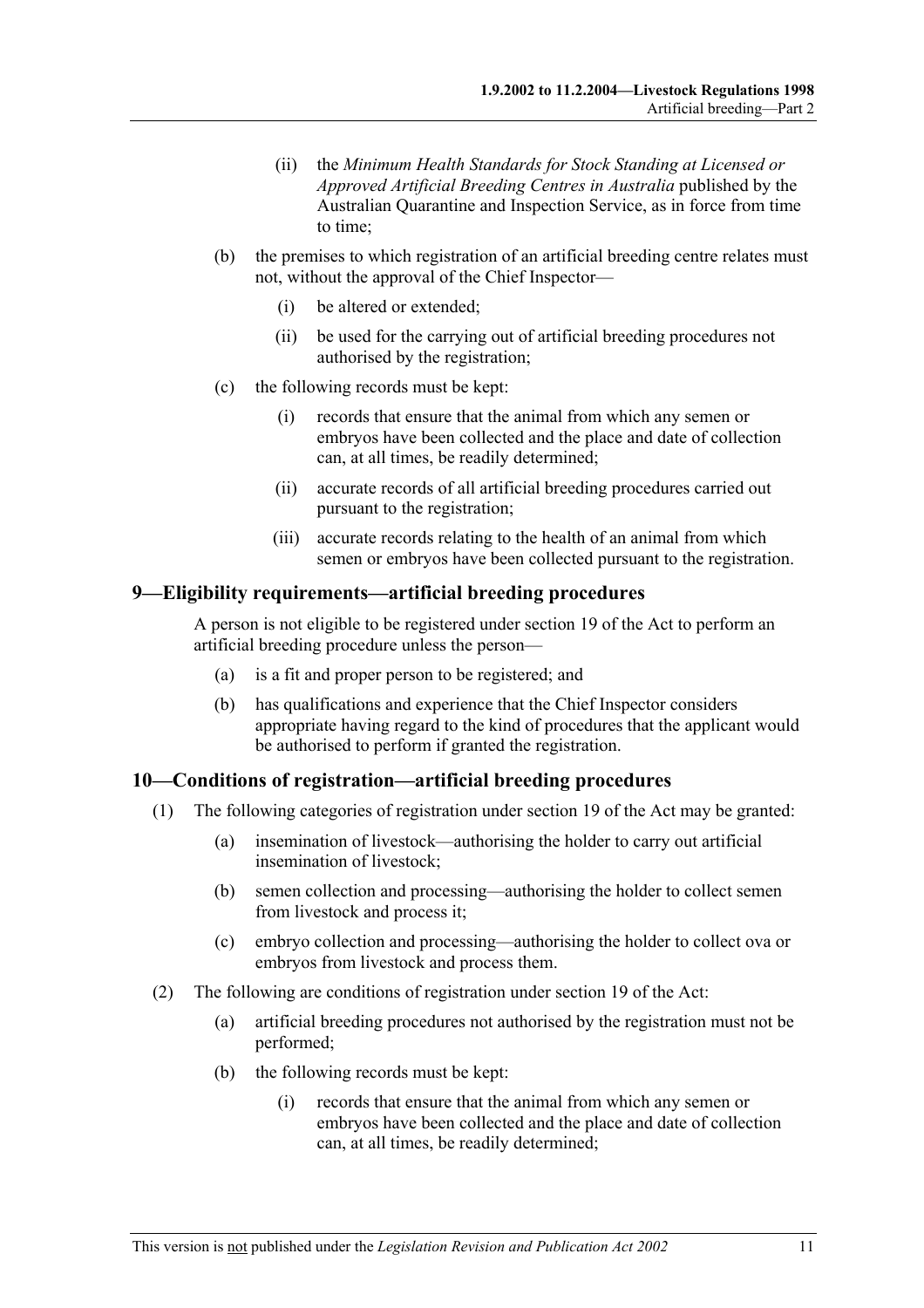(ii) the *Minimum Health Standards for Stock Standing at Licensed or Approved Artificial Breeding Centres in Australia* published by the Australian Quarantine and Inspection Service, as in force from time to time;

(b) the premises to which registration of an artificial breeding centre relates must not, without the approval of the Chief Inspector—

(i) be altered or extended;

(ii) be used for the carrying out of artificial breeding procedures not authorised by the registration;

(c) the following records must be kept:

(i) records that ensure that the animal from which any semen or embryos have been collected and the place and date of collection can, at all times, be readily determined;

(ii) accurate records of all artificial breeding procedures carried out pursuant to the registration;

(iii) accurate records relating to the health of an animal from which semen or embryos have been collected pursuant to the registration.

## 9—Eligibility requirements—artificial breeding procedures

A person is not eligible to be registered under section 19 of the Act to perform an artificial breeding procedure unless the person—

(a) is a fit and proper person to be registered; and

(b) has qualifications and experience that the Chief Inspector considers appropriate having regard to the kind of procedures that the applicant would be authorised to perform if granted the registration.

## 10—Conditions of registration—artificial breeding procedures

(1) The following categories of registration under section 19 of the Act may be granted:

(a) insemination of livestock—authorising the holder to carry out artificial insemination of livestock;

(b) semen collection and processing—authorising the holder to collect semen from livestock and process it;

(c) embryo collection and processing—authorising the holder to collect ova or embryos from livestock and process them.

(2) The following are conditions of registration under section 19 of the Act:

(a) artificial breeding procedures not authorised by the registration must not be performed;

(b) the following records must be kept:

(i) records that ensure that the animal from which any semen or embryos have been collected and the place and date of collection can, at all times, be readily determined;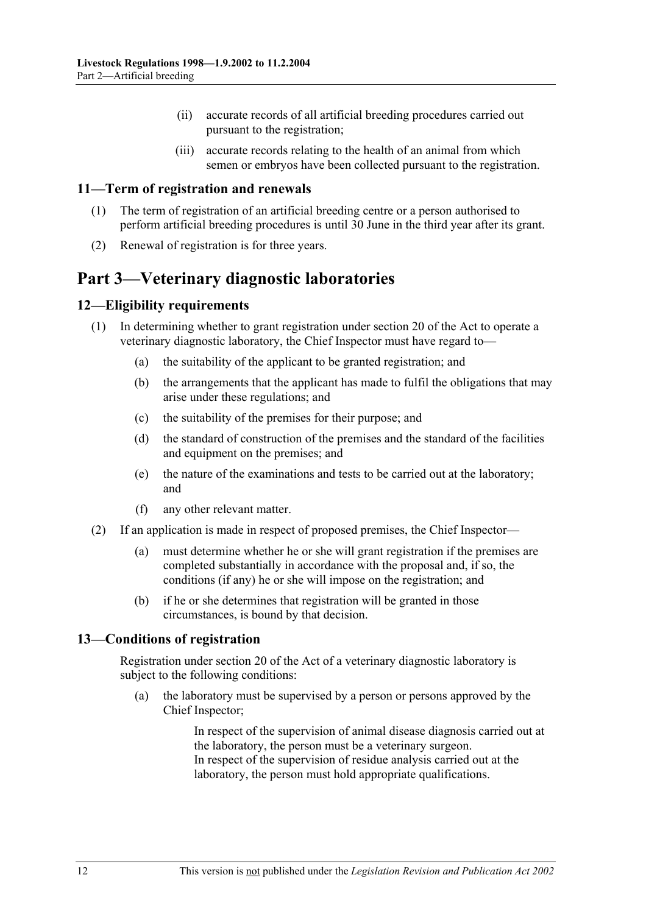(ii) accurate records of all artificial breeding procedures carried out pursuant to the registration;

(iii) accurate records relating to the health of an animal from which semen or embryos have been collected pursuant to the registration.

### 11—Term of registration and renewals

(1) The term of registration of an artificial breeding centre or a person authorised to perform artificial breeding procedures is until 30 June in the third year after its grant.

(2) Renewal of registration is for three years.

## Part 3—Veterinary diagnostic laboratories

### 12—Eligibility requirements

(1) In determining whether to grant registration under section 20 of the Act to operate a veterinary diagnostic laboratory, the Chief Inspector must have regard to—

(a) the suitability of the applicant to be granted registration; and

(b) the arrangements that the applicant has made to fulfil the obligations that may arise under these regulations; and

(c) the suitability of the premises for their purpose; and

(d) the standard of construction of the premises and the standard of the facilities and equipment on the premises; and

(e) the nature of the examinations and tests to be carried out at the laboratory; and

(f) any other relevant matter.

(2) If an application is made in respect of proposed premises, the Chief Inspector—

(a) must determine whether he or she will grant registration if the premises are completed substantially in accordance with the proposal and, if so, the conditions (if any) he or she will impose on the registration; and

(b) if he or she determines that registration will be granted in those circumstances, is bound by that decision.

### 13—Conditions of registration

Registration under section 20 of the Act of a veterinary diagnostic laboratory is subject to the following conditions:

(a) the laboratory must be supervised by a person or persons approved by the Chief Inspector;

In respect of the supervision of animal disease diagnosis carried out at the laboratory, the person must be a veterinary surgeon.
In respect of the supervision of residue analysis carried out at the laboratory, the person must hold appropriate qualifications.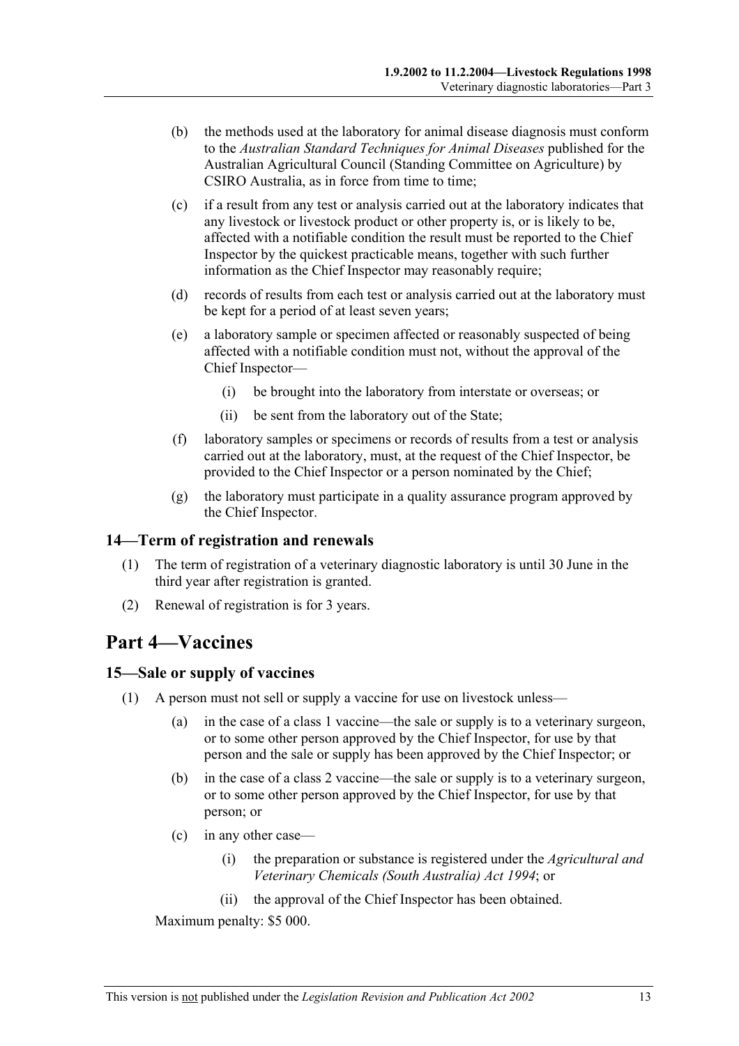(b) the methods used at the laboratory for animal disease diagnosis must conform to the *Australian Standard Techniques for Animal Diseases* published for the Australian Agricultural Council (Standing Committee on Agriculture) by CSIRO Australia, as in force from time to time;

(c) if a result from any test or analysis carried out at the laboratory indicates that any livestock or livestock product or other property is, or is likely to be, affected with a notifiable condition the result must be reported to the Chief Inspector by the quickest practicable means, together with such further information as the Chief Inspector may reasonably require;

(d) records of results from each test or analysis carried out at the laboratory must be kept for a period of at least seven years;

(e) a laboratory sample or specimen affected or reasonably suspected of being affected with a notifiable condition must not, without the approval of the Chief Inspector—

(i) be brought into the laboratory from interstate or overseas; or

(ii) be sent from the laboratory out of the State;

(f) laboratory samples or specimens or records of results from a test or analysis carried out at the laboratory, must, at the request of the Chief Inspector, be provided to the Chief Inspector or a person nominated by the Chief;

(g) the laboratory must participate in a quality assurance program approved by the Chief Inspector.

### 14—Term of registration and renewals

(1) The term of registration of a veterinary diagnostic laboratory is until 30 June in the third year after registration is granted.

(2) Renewal of registration is for 3 years.

## Part 4—Vaccines

### 15—Sale or supply of vaccines

(1) A person must not sell or supply a vaccine for use on livestock unless—

(a) in the case of a class 1 vaccine—the sale or supply is to a veterinary surgeon, or to some other person approved by the Chief Inspector, for use by that person and the sale or supply has been approved by the Chief Inspector; or

(b) in the case of a class 2 vaccine—the sale or supply is to a veterinary surgeon, or to some other person approved by the Chief Inspector, for use by that person; or

(c) in any other case—

(i) the preparation or substance is registered under the *Agricultural and Veterinary Chemicals (South Australia) Act 1994*; or

(ii) the approval of the Chief Inspector has been obtained.

Maximum penalty: $5 000.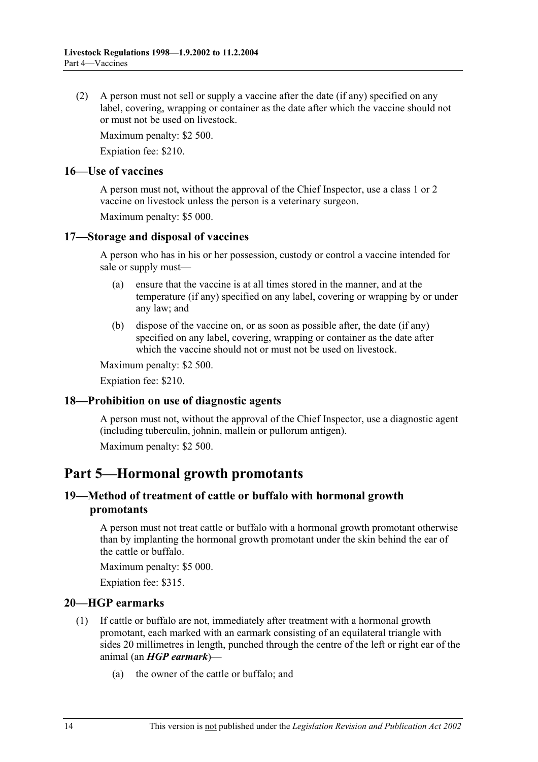(2) A person must not sell or supply a vaccine after the date (if any) specified on any label, covering, wrapping or container as the date after which the vaccine should not or must not be used on livestock.

Maximum penalty: $2 500.

Expiation fee: $210.

### 16—Use of vaccines

A person must not, without the approval of the Chief Inspector, use a class 1 or 2 vaccine on livestock unless the person is a veterinary surgeon.

Maximum penalty: $5 000.

### 17—Storage and disposal of vaccines

A person who has in his or her possession, custody or control a vaccine intended for sale or supply must—

(a) ensure that the vaccine is at all times stored in the manner, and at the temperature (if any) specified on any label, covering or wrapping by or under any law; and

(b) dispose of the vaccine on, or as soon as possible after, the date (if any) specified on any label, covering, wrapping or container as the date after which the vaccine should not or must not be used on livestock.

Maximum penalty: $2 500.

Expiation fee: $210.

### 18—Prohibition on use of diagnostic agents

A person must not, without the approval of the Chief Inspector, use a diagnostic agent (including tuberculin, johnin, mallein or pullorum antigen).

Maximum penalty: $2 500.

## Part 5—Hormonal growth promotants

### 19—Method of treatment of cattle or buffalo with hormonal growth promotants

A person must not treat cattle or buffalo with a hormonal growth promotant otherwise than by implanting the hormonal growth promotant under the skin behind the ear of the cattle or buffalo.

Maximum penalty: $5 000.

Expiation fee: $315.

### 20—HGP earmarks

(1) If cattle or buffalo are not, immediately after treatment with a hormonal growth promotant, each marked with an earmark consisting of an equilateral triangle with sides 20 millimetres in length, punched through the centre of the left or right ear of the animal (an ***HGP earmark***)—

(a) the owner of the cattle or buffalo; and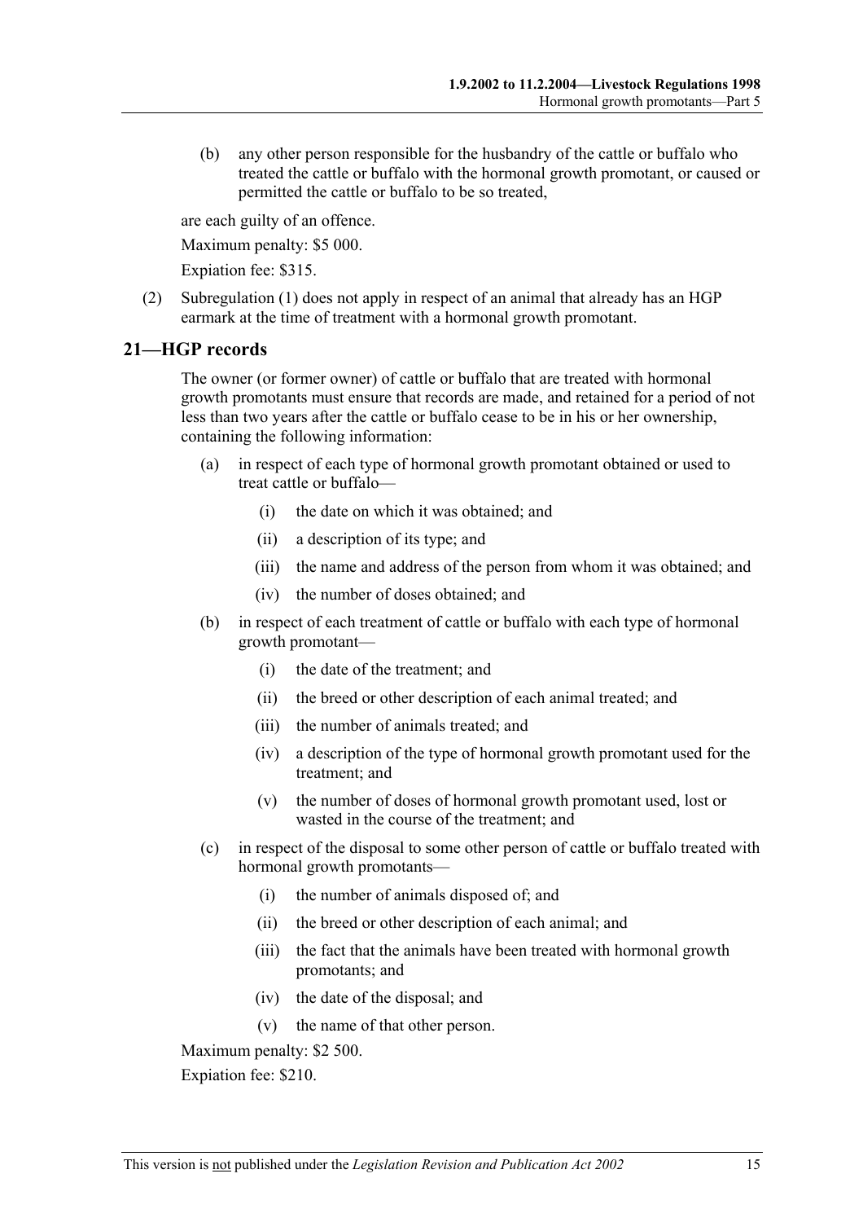(b) any other person responsible for the husbandry of the cattle or buffalo who treated the cattle or buffalo with the hormonal growth promotant, or caused or permitted the cattle or buffalo to be so treated,

are each guilty of an offence.

Maximum penalty: $5 000.

Expiation fee: $315.

(2) Subregulation (1) does not apply in respect of an animal that already has an HGP earmark at the time of treatment with a hormonal growth promotant.

## 21—HGP records

The owner (or former owner) of cattle or buffalo that are treated with hormonal growth promotants must ensure that records are made, and retained for a period of not less than two years after the cattle or buffalo cease to be in his or her ownership, containing the following information:

(a) in respect of each type of hormonal growth promotant obtained or used to treat cattle or buffalo—

(i) the date on which it was obtained; and

(ii) a description of its type; and

(iii) the name and address of the person from whom it was obtained; and

(iv) the number of doses obtained; and

(b) in respect of each treatment of cattle or buffalo with each type of hormonal growth promotant—

(i) the date of the treatment; and

(ii) the breed or other description of each animal treated; and

(iii) the number of animals treated; and

(iv) a description of the type of hormonal growth promotant used for the treatment; and

(v) the number of doses of hormonal growth promotant used, lost or wasted in the course of the treatment; and

(c) in respect of the disposal to some other person of cattle or buffalo treated with hormonal growth promotants—

(i) the number of animals disposed of; and

(ii) the breed or other description of each animal; and

(iii) the fact that the animals have been treated with hormonal growth promotants; and

(iv) the date of the disposal; and

(v) the name of that other person.

Maximum penalty: $2 500.

Expiation fee: $210.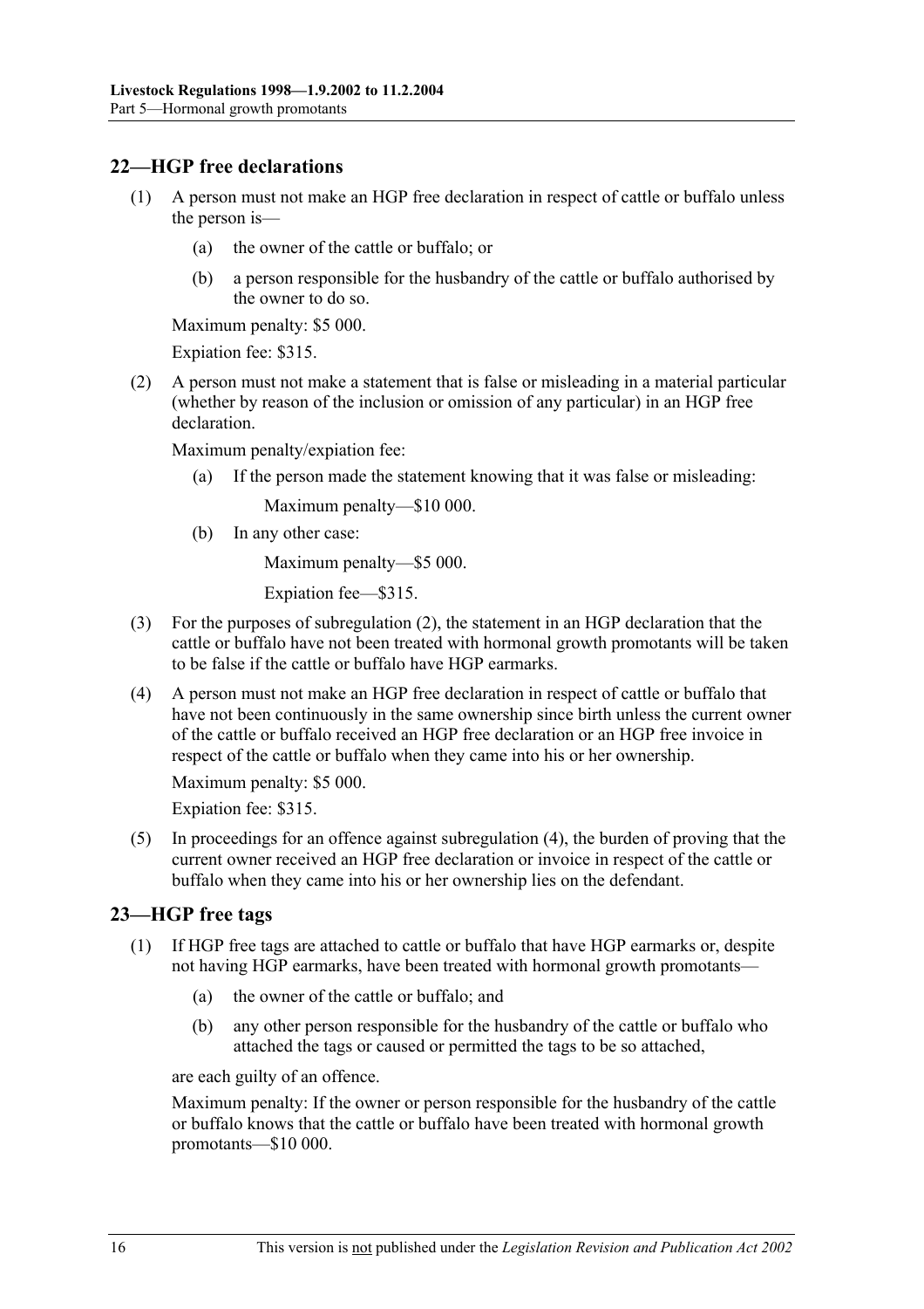## 22—HGP free declarations

(1) A person must not make an HGP free declaration in respect of cattle or buffalo unless the person is—

(a) the owner of the cattle or buffalo; or

(b) a person responsible for the husbandry of the cattle or buffalo authorised by the owner to do so.

Maximum penalty: $5 000.

Expiation fee: $315.

(2) A person must not make a statement that is false or misleading in a material particular (whether by reason of the inclusion or omission of any particular) in an HGP free declaration.

Maximum penalty/expiation fee:

(a) If the person made the statement knowing that it was false or misleading:

Maximum penalty—$10 000.

(b) In any other case:

Maximum penalty—$5 000.

Expiation fee—$315.

(3) For the purposes of subregulation (2), the statement in an HGP declaration that the cattle or buffalo have not been treated with hormonal growth promotants will be taken to be false if the cattle or buffalo have HGP earmarks.

(4) A person must not make an HGP free declaration in respect of cattle or buffalo that have not been continuously in the same ownership since birth unless the current owner of the cattle or buffalo received an HGP free declaration or an HGP free invoice in respect of the cattle or buffalo when they came into his or her ownership.

Maximum penalty: $5 000.

Expiation fee: $315.

(5) In proceedings for an offence against subregulation (4), the burden of proving that the current owner received an HGP free declaration or invoice in respect of the cattle or buffalo when they came into his or her ownership lies on the defendant.

## 23—HGP free tags

(1) If HGP free tags are attached to cattle or buffalo that have HGP earmarks or, despite not having HGP earmarks, have been treated with hormonal growth promotants—

(a) the owner of the cattle or buffalo; and

(b) any other person responsible for the husbandry of the cattle or buffalo who attached the tags or caused or permitted the tags to be so attached,

are each guilty of an offence.

Maximum penalty: If the owner or person responsible for the husbandry of the cattle or buffalo knows that the cattle or buffalo have been treated with hormonal growth promotants—$10 000.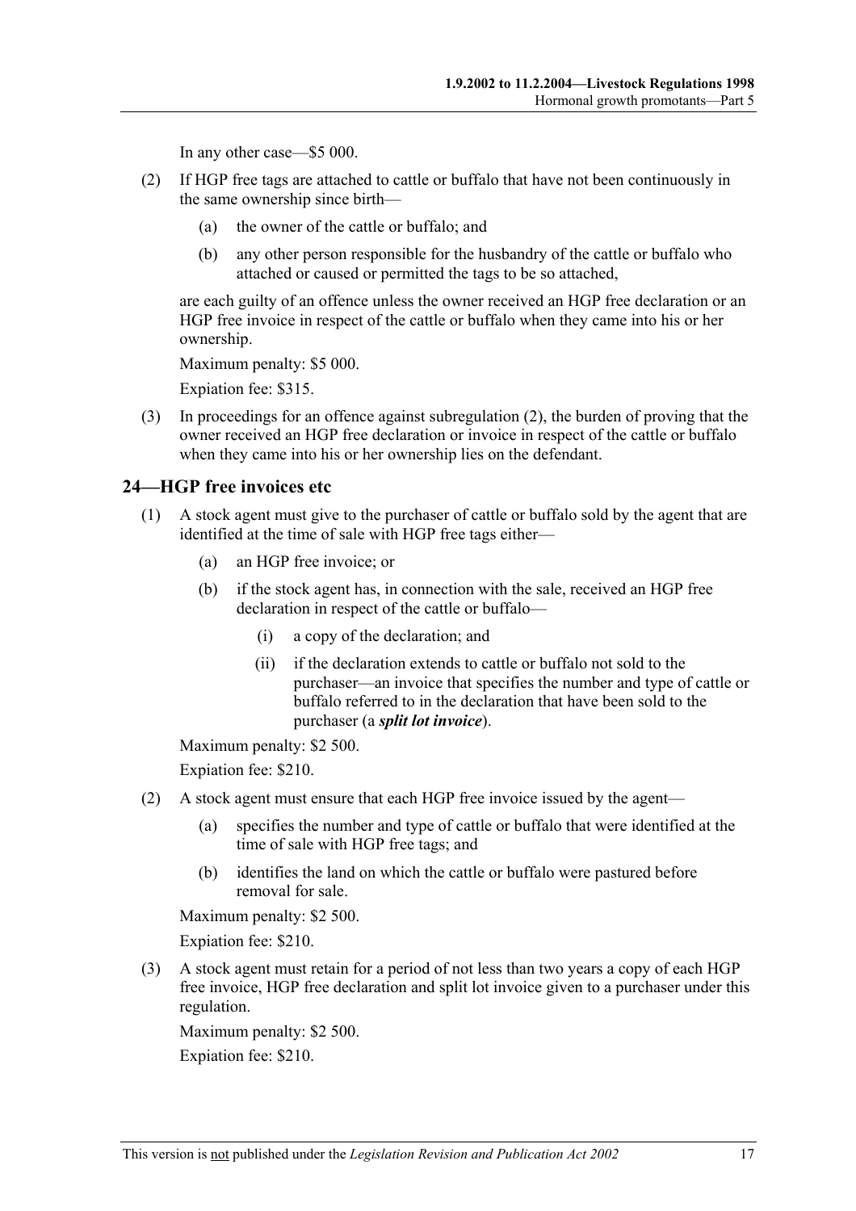In any other case—$5 000.

(2) If HGP free tags are attached to cattle or buffalo that have not been continuously in the same ownership since birth—

(a) the owner of the cattle or buffalo; and

(b) any other person responsible for the husbandry of the cattle or buffalo who attached or caused or permitted the tags to be so attached,

are each guilty of an offence unless the owner received an HGP free declaration or an HGP free invoice in respect of the cattle or buffalo when they came into his or her ownership.

Maximum penalty: $5 000.

Expiation fee: $315.

(3) In proceedings for an offence against subregulation (2), the burden of proving that the owner received an HGP free declaration or invoice in respect of the cattle or buffalo when they came into his or her ownership lies on the defendant.

## 24—HGP free invoices etc

(1) A stock agent must give to the purchaser of cattle or buffalo sold by the agent that are identified at the time of sale with HGP free tags either—

(a) an HGP free invoice; or

(b) if the stock agent has, in connection with the sale, received an HGP free declaration in respect of the cattle or buffalo—

(i) a copy of the declaration; and

(ii) if the declaration extends to cattle or buffalo not sold to the purchaser—an invoice that specifies the number and type of cattle or buffalo referred to in the declaration that have been sold to the purchaser (a ***split lot invoice***).

Maximum penalty: $2 500.

Expiation fee: $210.

(2) A stock agent must ensure that each HGP free invoice issued by the agent—

(a) specifies the number and type of cattle or buffalo that were identified at the time of sale with HGP free tags; and

(b) identifies the land on which the cattle or buffalo were pastured before removal for sale.

Maximum penalty: $2 500.

Expiation fee: $210.

(3) A stock agent must retain for a period of not less than two years a copy of each HGP free invoice, HGP free declaration and split lot invoice given to a purchaser under this regulation.

Maximum penalty: $2 500.

Expiation fee: $210.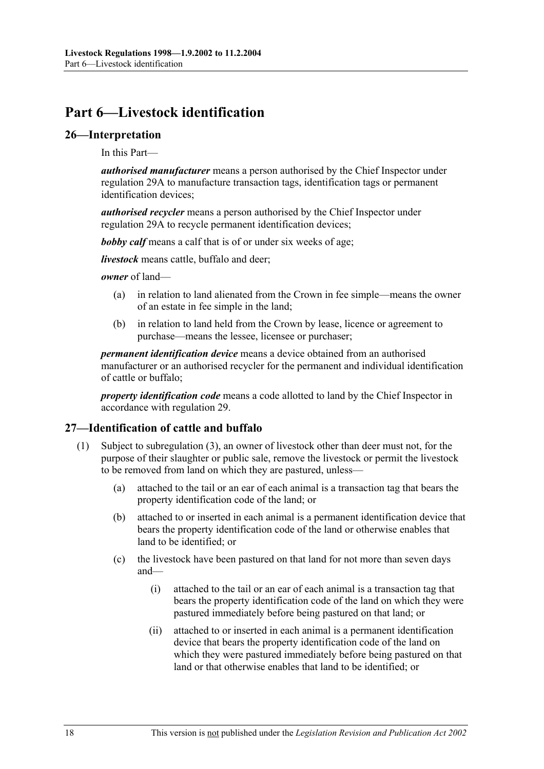# Part 6—Livestock identification

## 26—Interpretation

In this Part—

***authorised manufacturer*** means a person authorised by the Chief Inspector under regulation 29A to manufacture transaction tags, identification tags or permanent identification devices;

***authorised recycler*** means a person authorised by the Chief Inspector under regulation 29A to recycle permanent identification devices;

***bobby calf*** means a calf that is of or under six weeks of age;

***livestock*** means cattle, buffalo and deer;

***owner*** of land—

(a) in relation to land alienated from the Crown in fee simple—means the owner of an estate in fee simple in the land;

(b) in relation to land held from the Crown by lease, licence or agreement to purchase—means the lessee, licensee or purchaser;

***permanent identification device*** means a device obtained from an authorised manufacturer or an authorised recycler for the permanent and individual identification of cattle or buffalo;

***property identification code*** means a code allotted to land by the Chief Inspector in accordance with regulation 29.

## 27—Identification of cattle and buffalo

(1) Subject to subregulation (3), an owner of livestock other than deer must not, for the purpose of their slaughter or public sale, remove the livestock or permit the livestock to be removed from land on which they are pastured, unless—

(a) attached to the tail or an ear of each animal is a transaction tag that bears the property identification code of the land; or

(b) attached to or inserted in each animal is a permanent identification device that bears the property identification code of the land or otherwise enables that land to be identified; or

(c) the livestock have been pastured on that land for not more than seven days and—

(i) attached to the tail or an ear of each animal is a transaction tag that bears the property identification code of the land on which they were pastured immediately before being pastured on that land; or

(ii) attached to or inserted in each animal is a permanent identification device that bears the property identification code of the land on which they were pastured immediately before being pastured on that land or that otherwise enables that land to be identified; or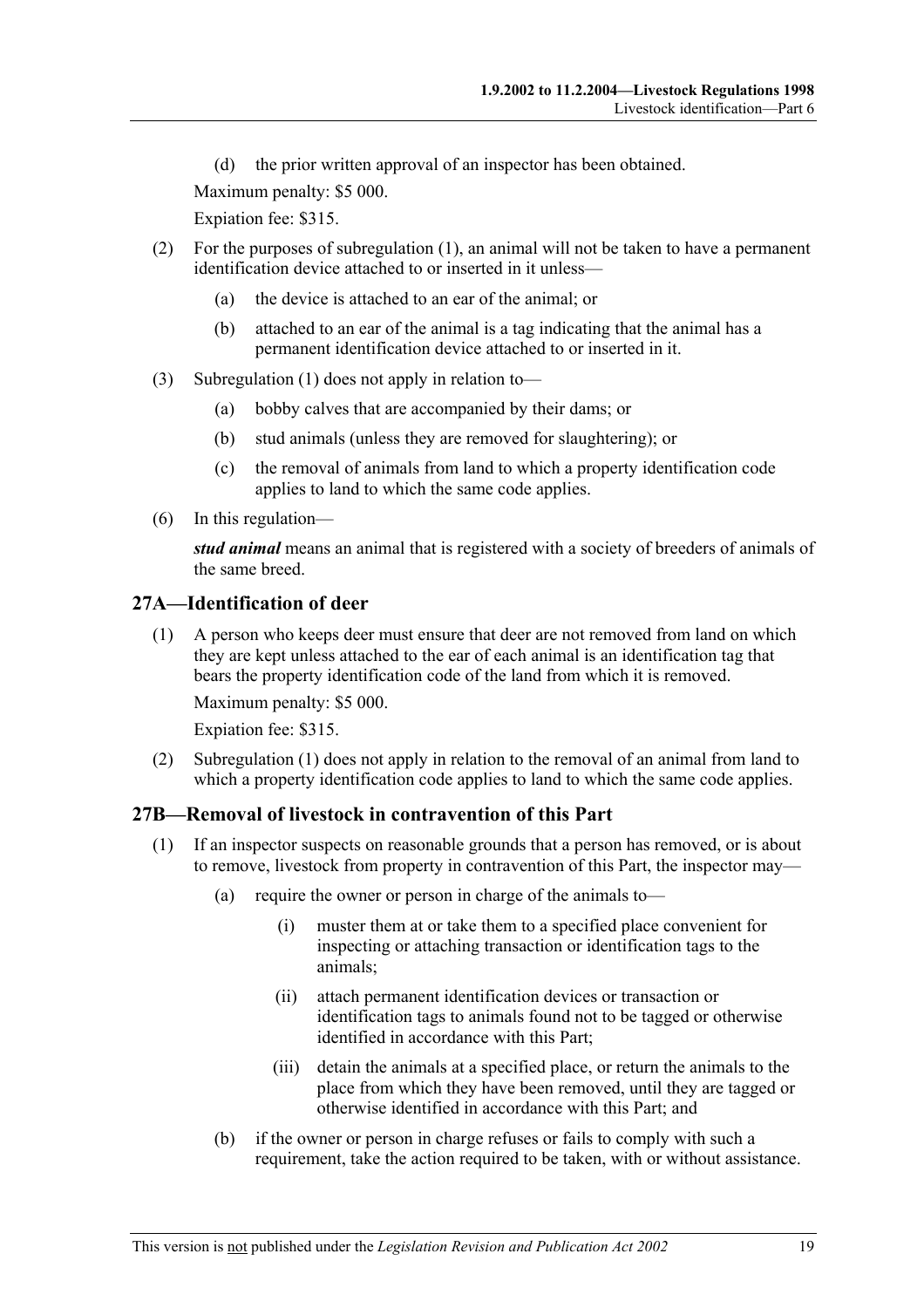(d) the prior written approval of an inspector has been obtained.

Maximum penalty: $5 000.

Expiation fee: $315.

(2) For the purposes of subregulation (1), an animal will not be taken to have a permanent identification device attached to or inserted in it unless—

(a) the device is attached to an ear of the animal; or

(b) attached to an ear of the animal is a tag indicating that the animal has a permanent identification device attached to or inserted in it.

(3) Subregulation (1) does not apply in relation to—

(a) bobby calves that are accompanied by their dams; or

(b) stud animals (unless they are removed for slaughtering); or

(c) the removal of animals from land to which a property identification code applies to land to which the same code applies.

(6) In this regulation—

***stud animal*** means an animal that is registered with a society of breeders of animals of the same breed.

## 27A—Identification of deer

(1) A person who keeps deer must ensure that deer are not removed from land on which they are kept unless attached to the ear of each animal is an identification tag that bears the property identification code of the land from which it is removed.

Maximum penalty: $5 000.

Expiation fee: $315.

(2) Subregulation (1) does not apply in relation to the removal of an animal from land to which a property identification code applies to land to which the same code applies.

## 27B—Removal of livestock in contravention of this Part

(1) If an inspector suspects on reasonable grounds that a person has removed, or is about to remove, livestock from property in contravention of this Part, the inspector may—

(a) require the owner or person in charge of the animals to—

(i) muster them at or take them to a specified place convenient for inspecting or attaching transaction or identification tags to the animals;

(ii) attach permanent identification devices or transaction or identification tags to animals found not to be tagged or otherwise identified in accordance with this Part;

(iii) detain the animals at a specified place, or return the animals to the place from which they have been removed, until they are tagged or otherwise identified in accordance with this Part; and

(b) if the owner or person in charge refuses or fails to comply with such a requirement, take the action required to be taken, with or without assistance.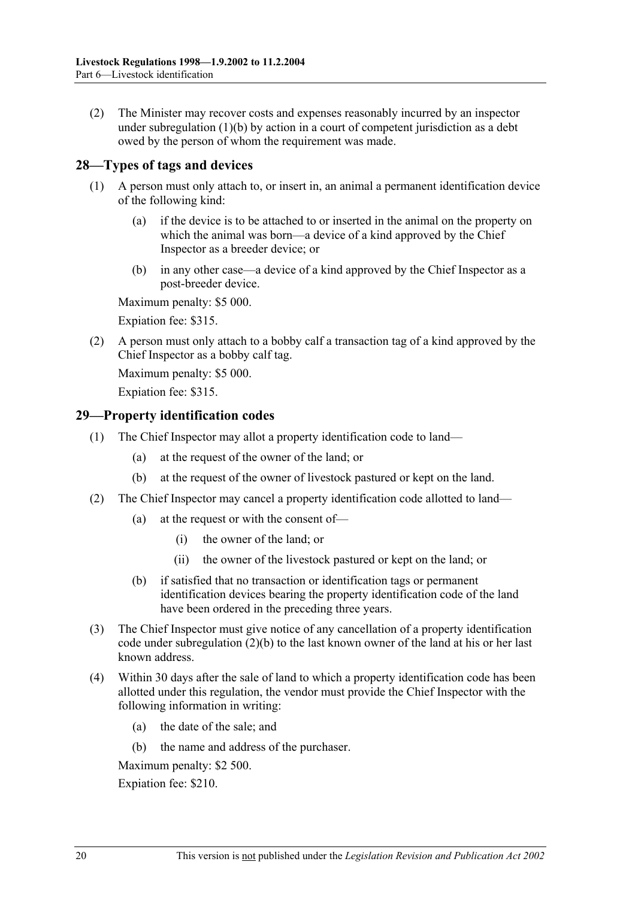(2) The Minister may recover costs and expenses reasonably incurred by an inspector under subregulation (1)(b) by action in a court of competent jurisdiction as a debt owed by the person of whom the requirement was made.

## 28—Types of tags and devices

(1) A person must only attach to, or insert in, an animal a permanent identification device of the following kind:

(a) if the device is to be attached to or inserted in the animal on the property on which the animal was born—a device of a kind approved by the Chief Inspector as a breeder device; or

(b) in any other case—a device of a kind approved by the Chief Inspector as a post-breeder device.

Maximum penalty: $5 000.

Expiation fee: $315.

(2) A person must only attach to a bobby calf a transaction tag of a kind approved by the Chief Inspector as a bobby calf tag.

Maximum penalty: $5 000.

Expiation fee: $315.

## 29—Property identification codes

(1) The Chief Inspector may allot a property identification code to land—

(a) at the request of the owner of the land; or

(b) at the request of the owner of livestock pastured or kept on the land.

(2) The Chief Inspector may cancel a property identification code allotted to land—

(a) at the request or with the consent of—

(i) the owner of the land; or

(ii) the owner of the livestock pastured or kept on the land; or

(b) if satisfied that no transaction or identification tags or permanent identification devices bearing the property identification code of the land have been ordered in the preceding three years.

(3) The Chief Inspector must give notice of any cancellation of a property identification code under subregulation (2)(b) to the last known owner of the land at his or her last known address.

(4) Within 30 days after the sale of land to which a property identification code has been allotted under this regulation, the vendor must provide the Chief Inspector with the following information in writing:

(a) the date of the sale; and

(b) the name and address of the purchaser.

Maximum penalty: $2 500.

Expiation fee: $210.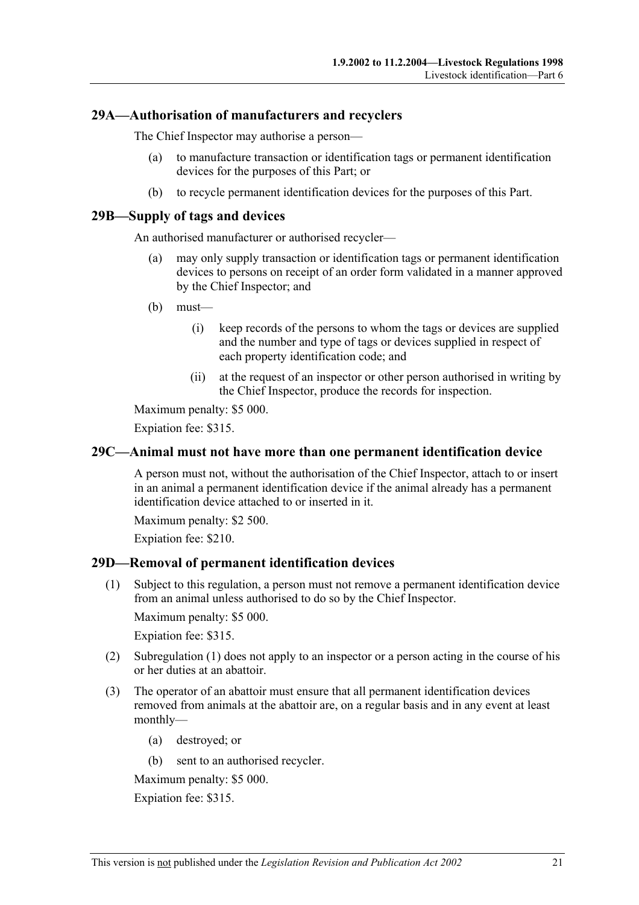## 29A—Authorisation of manufacturers and recyclers

The Chief Inspector may authorise a person—

(a) to manufacture transaction or identification tags or permanent identification devices for the purposes of this Part; or

(b) to recycle permanent identification devices for the purposes of this Part.

## 29B—Supply of tags and devices

An authorised manufacturer or authorised recycler—

(a) may only supply transaction or identification tags or permanent identification devices to persons on receipt of an order form validated in a manner approved by the Chief Inspector; and

(b) must—

(i) keep records of the persons to whom the tags or devices are supplied and the number and type of tags or devices supplied in respect of each property identification code; and

(ii) at the request of an inspector or other person authorised in writing by the Chief Inspector, produce the records for inspection.

Maximum penalty: $5 000.

Expiation fee: $315.

## 29C—Animal must not have more than one permanent identification device

A person must not, without the authorisation of the Chief Inspector, attach to or insert in an animal a permanent identification device if the animal already has a permanent identification device attached to or inserted in it.

Maximum penalty: $2 500.

Expiation fee: $210.

## 29D—Removal of permanent identification devices

(1) Subject to this regulation, a person must not remove a permanent identification device from an animal unless authorised to do so by the Chief Inspector.

Maximum penalty: $5 000.

Expiation fee: $315.

(2) Subregulation (1) does not apply to an inspector or a person acting in the course of his or her duties at an abattoir.

(3) The operator of an abattoir must ensure that all permanent identification devices removed from animals at the abattoir are, on a regular basis and in any event at least monthly—

(a) destroyed; or

(b) sent to an authorised recycler.

Maximum penalty: $5 000.

Expiation fee: $315.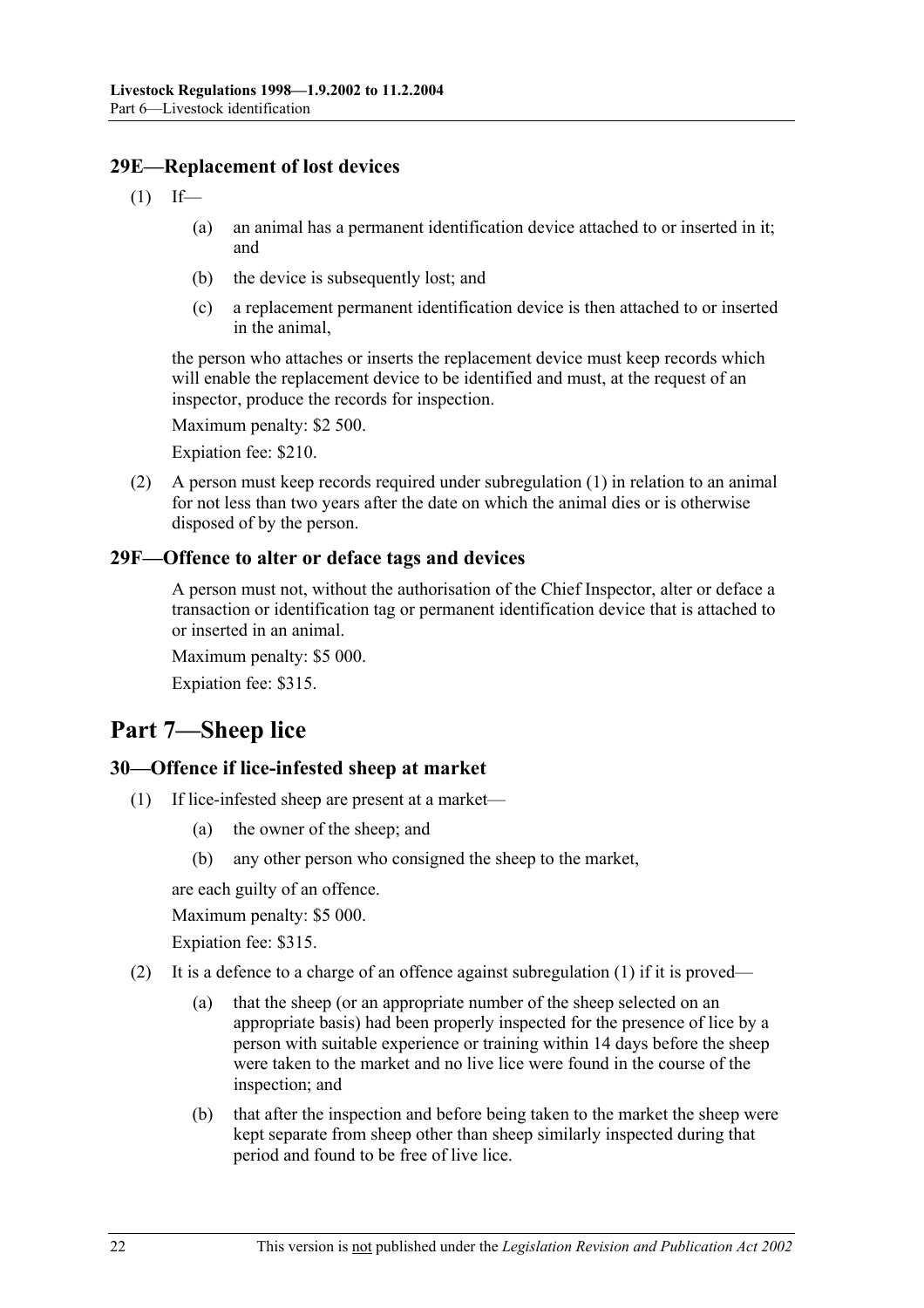### 29E—Replacement of lost devices

(1) If—

(a) an animal has a permanent identification device attached to or inserted in it; and

(b) the device is subsequently lost; and

(c) a replacement permanent identification device is then attached to or inserted in the animal,

the person who attaches or inserts the replacement device must keep records which will enable the replacement device to be identified and must, at the request of an inspector, produce the records for inspection.

Maximum penalty: $2 500.

Expiation fee: $210.

(2) A person must keep records required under subregulation (1) in relation to an animal for not less than two years after the date on which the animal dies or is otherwise disposed of by the person.

### 29F—Offence to alter or deface tags and devices

A person must not, without the authorisation of the Chief Inspector, alter or deface a transaction or identification tag or permanent identification device that is attached to or inserted in an animal.

Maximum penalty: $5 000.

Expiation fee: $315.

## Part 7—Sheep lice

### 30—Offence if lice-infested sheep at market

(1) If lice-infested sheep are present at a market—

(a) the owner of the sheep; and

(b) any other person who consigned the sheep to the market,

are each guilty of an offence.

Maximum penalty: $5 000.

Expiation fee: $315.

(2) It is a defence to a charge of an offence against subregulation (1) if it is proved—

(a) that the sheep (or an appropriate number of the sheep selected on an appropriate basis) had been properly inspected for the presence of lice by a person with suitable experience or training within 14 days before the sheep were taken to the market and no live lice were found in the course of the inspection; and

(b) that after the inspection and before being taken to the market the sheep were kept separate from sheep other than sheep similarly inspected during that period and found to be free of live lice.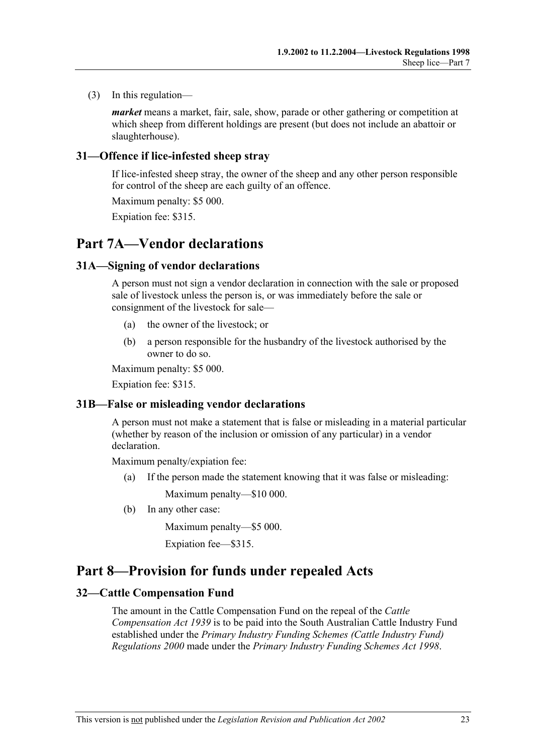(3) In this regulation—

***market*** means a market, fair, sale, show, parade or other gathering or competition at which sheep from different holdings are present (but does not include an abattoir or slaughterhouse).

### 31—Offence if lice-infested sheep stray

If lice-infested sheep stray, the owner of the sheep and any other person responsible for control of the sheep are each guilty of an offence.

Maximum penalty: $5 000.

Expiation fee: $315.

## Part 7A—Vendor declarations

### 31A—Signing of vendor declarations

A person must not sign a vendor declaration in connection with the sale or proposed sale of livestock unless the person is, or was immediately before the sale or consignment of the livestock for sale—

(a) the owner of the livestock; or

(b) a person responsible for the husbandry of the livestock authorised by the owner to do so.

Maximum penalty: $5 000.

Expiation fee: $315.

### 31B—False or misleading vendor declarations

A person must not make a statement that is false or misleading in a material particular (whether by reason of the inclusion or omission of any particular) in a vendor declaration.

Maximum penalty/expiation fee:

(a) If the person made the statement knowing that it was false or misleading:

Maximum penalty—$10 000.

(b) In any other case:

Maximum penalty—$5 000.

Expiation fee—$315.

## Part 8—Provision for funds under repealed Acts

### 32—Cattle Compensation Fund

The amount in the Cattle Compensation Fund on the repeal of the *Cattle Compensation Act 1939* is to be paid into the South Australian Cattle Industry Fund established under the *Primary Industry Funding Schemes (Cattle Industry Fund) Regulations 2000* made under the *Primary Industry Funding Schemes Act 1998*.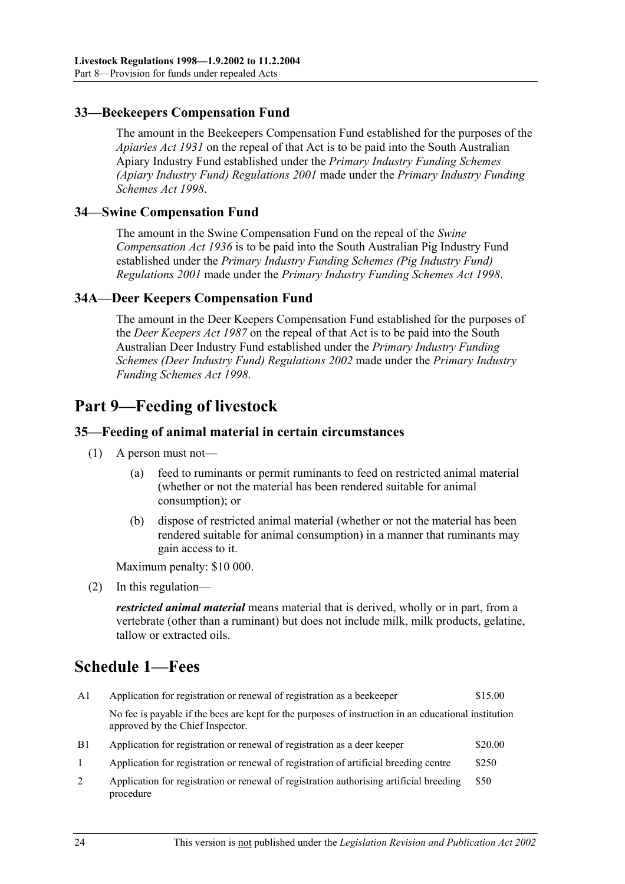### 33—Beekeepers Compensation Fund

The amount in the Beekeepers Compensation Fund established for the purposes of the *Apiaries Act 1931* on the repeal of that Act is to be paid into the South Australian Apiary Industry Fund established under the *Primary Industry Funding Schemes (Apiary Industry Fund) Regulations 2001* made under the *Primary Industry Funding Schemes Act 1998*.

### 34—Swine Compensation Fund

The amount in the Swine Compensation Fund on the repeal of the *Swine Compensation Act 1936* is to be paid into the South Australian Pig Industry Fund established under the *Primary Industry Funding Schemes (Pig Industry Fund) Regulations 2001* made under the *Primary Industry Funding Schemes Act 1998*.

### 34A—Deer Keepers Compensation Fund

The amount in the Deer Keepers Compensation Fund established for the purposes of the *Deer Keepers Act 1987* on the repeal of that Act is to be paid into the South Australian Deer Industry Fund established under the *Primary Industry Funding Schemes (Deer Industry Fund) Regulations 2002* made under the *Primary Industry Funding Schemes Act 1998*.

## Part 9—Feeding of livestock

### 35—Feeding of animal material in certain circumstances

(1) A person must not—

   (a) feed to ruminants or permit ruminants to feed on restricted animal material (whether or not the material has been rendered suitable for animal consumption); or

   (b) dispose of restricted animal material (whether or not the material has been rendered suitable for animal consumption) in a manner that ruminants may gain access to it.

Maximum penalty: $10 000.

(2) In this regulation—

***restricted animal material*** means material that is derived, wholly or in part, from a vertebrate (other than a ruminant) but does not include milk, milk products, gelatine, tallow or extracted oils.

## Schedule 1—Fees

| | | |
|---|---|---|
| A1 | Application for registration or renewal of registration as a beekeeper | $15.00 |
| | No fee is payable if the bees are kept for the purposes of instruction in an educational institution approved by the Chief Inspector. | |
| B1 | Application for registration or renewal of registration as a deer keeper | $20.00 |
| 1 | Application for registration or renewal of registration of artificial breeding centre | $250 |
| 2 | Application for registration or renewal of registration authorising artificial breeding procedure | $50 |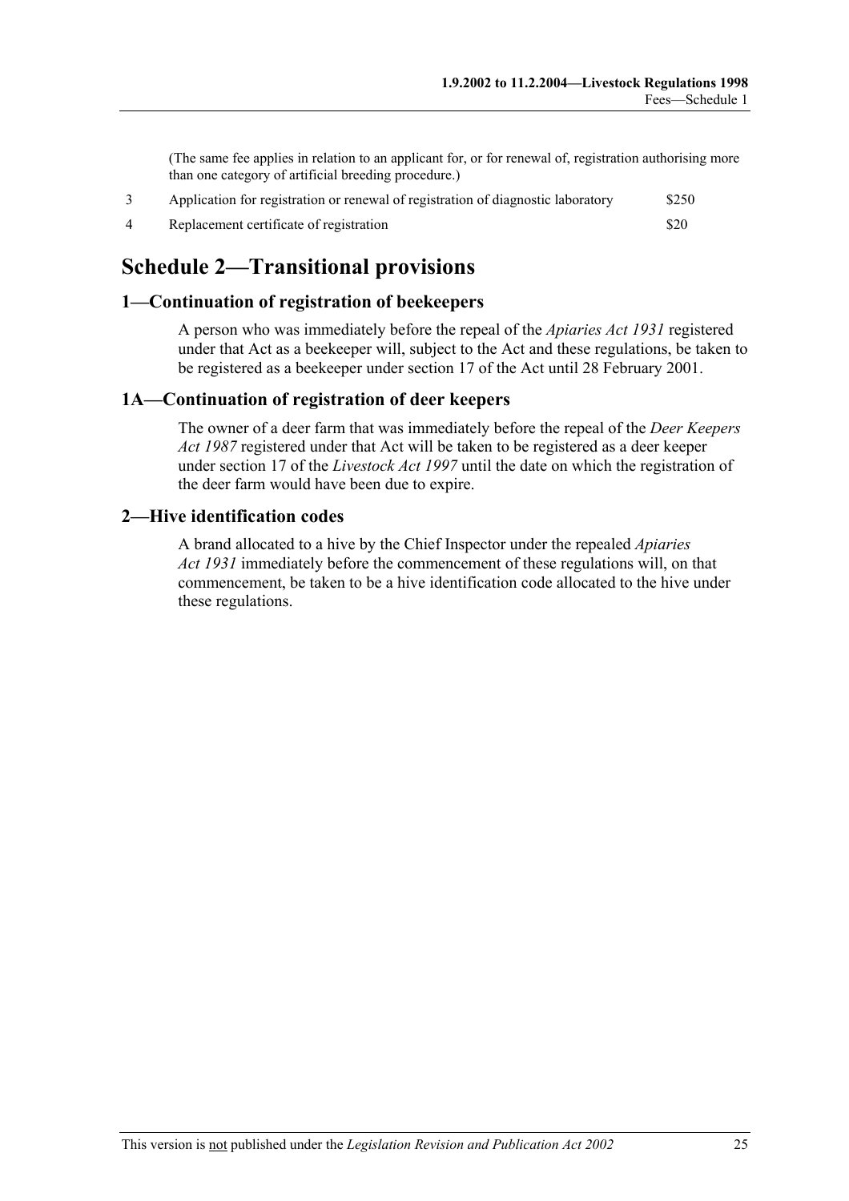(The same fee applies in relation to an applicant for, or for renewal of, registration authorising more than one category of artificial breeding procedure.)

| | | |
|---|---|---|
| 3 | Application for registration or renewal of registration of diagnostic laboratory | $250 |
| 4 | Replacement certificate of registration | $20 |

# Schedule 2—Transitional provisions

## 1—Continuation of registration of beekeepers

A person who was immediately before the repeal of the *Apiaries Act 1931* registered under that Act as a beekeeper will, subject to the Act and these regulations, be taken to be registered as a beekeeper under section 17 of the Act until 28 February 2001.

## 1A—Continuation of registration of deer keepers

The owner of a deer farm that was immediately before the repeal of the *Deer Keepers Act 1987* registered under that Act will be taken to be registered as a deer keeper under section 17 of the *Livestock Act 1997* until the date on which the registration of the deer farm would have been due to expire.

## 2—Hive identification codes

A brand allocated to a hive by the Chief Inspector under the repealed *Apiaries Act 1931* immediately before the commencement of these regulations will, on that commencement, be taken to be a hive identification code allocated to the hive under these regulations.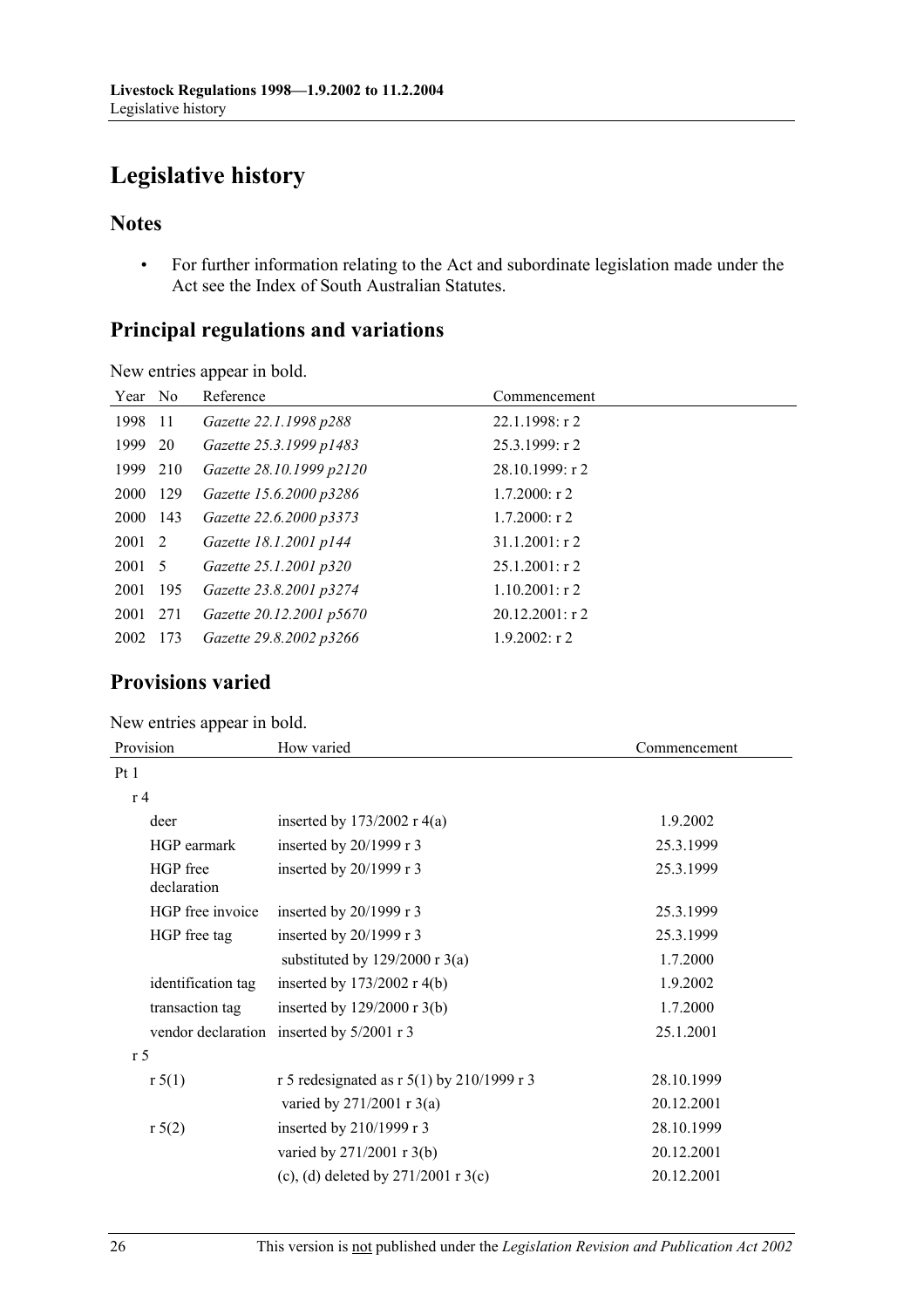# Legislative history

## Notes

- For further information relating to the Act and subordinate legislation made under the Act see the Index of South Australian Statutes.

## Principal regulations and variations

New entries appear in bold.

| Year | No | Reference | Commencement |
|---|---|---|---|
| 1998 | 11 | *Gazette 22.1.1998 p288* | 22.1.1998: r 2 |
| 1999 | 20 | *Gazette 25.3.1999 p1483* | 25.3.1999: r 2 |
| 1999 | 210 | *Gazette 28.10.1999 p2120* | 28.10.1999: r 2 |
| 2000 | 129 | *Gazette 15.6.2000 p3286* | 1.7.2000: r 2 |
| 2000 | 143 | *Gazette 22.6.2000 p3373* | 1.7.2000: r 2 |
| 2001 | 2 | *Gazette 18.1.2001 p144* | 31.1.2001: r 2 |
| 2001 | 5 | *Gazette 25.1.2001 p320* | 25.1.2001: r 2 |
| 2001 | 195 | *Gazette 23.8.2001 p3274* | 1.10.2001: r 2 |
| 2001 | 271 | *Gazette 20.12.2001 p5670* | 20.12.2001: r 2 |
| 2002 | 173 | *Gazette 29.8.2002 p3266* | 1.9.2002: r 2 |

## Provisions varied

New entries appear in bold.

| Provision | How varied | Commencement |
|---|---|---|
| Pt 1 | | |
| r 4 | | |
| deer | inserted by 173/2002 r 4(a) | 1.9.2002 |
| HGP earmark | inserted by 20/1999 r 3 | 25.3.1999 |
| HGP free declaration | inserted by 20/1999 r 3 | 25.3.1999 |
| HGP free invoice | inserted by 20/1999 r 3 | 25.3.1999 |
| HGP free tag | inserted by 20/1999 r 3 | 25.3.1999 |
| | substituted by 129/2000 r 3(a) | 1.7.2000 |
| identification tag | inserted by 173/2002 r 4(b) | 1.9.2002 |
| transaction tag | inserted by 129/2000 r 3(b) | 1.7.2000 |
| vendor declaration | inserted by 5/2001 r 3 | 25.1.2001 |
| r 5 | | |
| r 5(1) | r 5 redesignated as r 5(1) by 210/1999 r 3 | 28.10.1999 |
| | varied by 271/2001 r 3(a) | 20.12.2001 |
| r 5(2) | inserted by 210/1999 r 3 | 28.10.1999 |
| | varied by 271/2001 r 3(b) | 20.12.2001 |
| | (c), (d) deleted by 271/2001 r 3(c) | 20.12.2001 |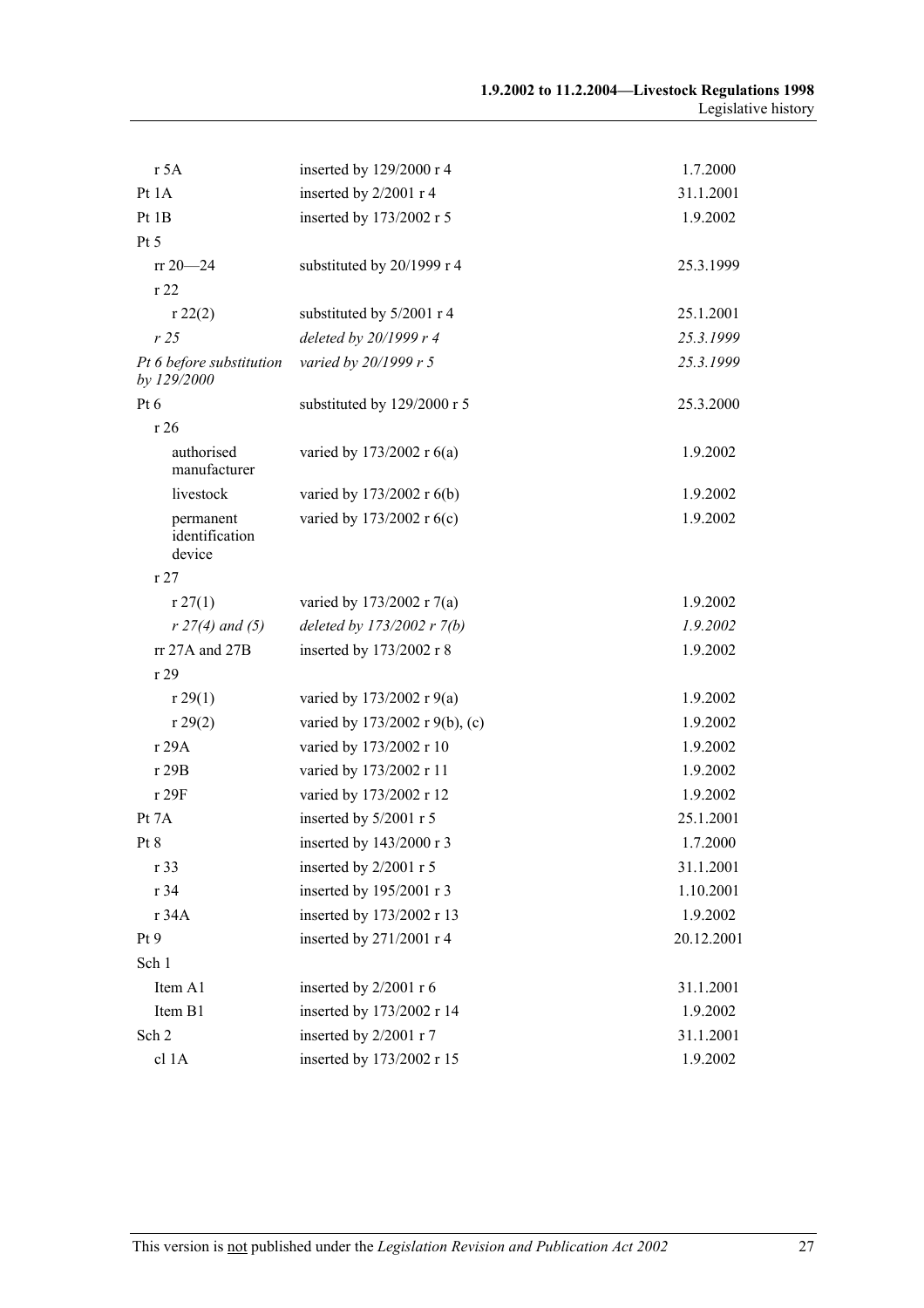| | | |
|---|---|---|
| r 5A | inserted by 129/2000 r 4 | 1.7.2000 |
| Pt 1A | inserted by 2/2001 r 4 | 31.1.2001 |
| Pt 1B | inserted by 173/2002 r 5 | 1.9.2002 |
| Pt 5 | | |
| rr 20—24 | substituted by 20/1999 r 4 | 25.3.1999 |
| r 22 | | |
| r 22(2) | substituted by 5/2001 r 4 | 25.1.2001 |
| *r 25* | *deleted by 20/1999 r 4* | *25.3.1999* |
| *Pt 6 before substitution by 129/2000* | *varied by 20/1999 r 5* | *25.3.1999* |
| Pt 6 | substituted by 129/2000 r 5 | 25.3.2000 |
| r 26 | | |
| authorised manufacturer | varied by 173/2002 r 6(a) | 1.9.2002 |
| livestock | varied by 173/2002 r 6(b) | 1.9.2002 |
| permanent identification device | varied by 173/2002 r 6(c) | 1.9.2002 |
| r 27 | | |
| r 27(1) | varied by 173/2002 r 7(a) | 1.9.2002 |
| *r 27(4) and (5)* | *deleted by 173/2002 r 7(b)* | *1.9.2002* |
| rr 27A and 27B | inserted by 173/2002 r 8 | 1.9.2002 |
| r 29 | | |
| r 29(1) | varied by 173/2002 r 9(a) | 1.9.2002 |
| r 29(2) | varied by 173/2002 r 9(b), (c) | 1.9.2002 |
| r 29A | varied by 173/2002 r 10 | 1.9.2002 |
| r 29B | varied by 173/2002 r 11 | 1.9.2002 |
| r 29F | varied by 173/2002 r 12 | 1.9.2002 |
| Pt 7A | inserted by 5/2001 r 5 | 25.1.2001 |
| Pt 8 | inserted by 143/2000 r 3 | 1.7.2000 |
| r 33 | inserted by 2/2001 r 5 | 31.1.2001 |
| r 34 | inserted by 195/2001 r 3 | 1.10.2001 |
| r 34A | inserted by 173/2002 r 13 | 1.9.2002 |
| Pt 9 | inserted by 271/2001 r 4 | 20.12.2001 |
| Sch 1 | | |
| Item A1 | inserted by 2/2001 r 6 | 31.1.2001 |
| Item B1 | inserted by 173/2002 r 14 | 1.9.2002 |
| Sch 2 | inserted by 2/2001 r 7 | 31.1.2001 |
| cl 1A | inserted by 173/2002 r 15 | 1.9.2002 |